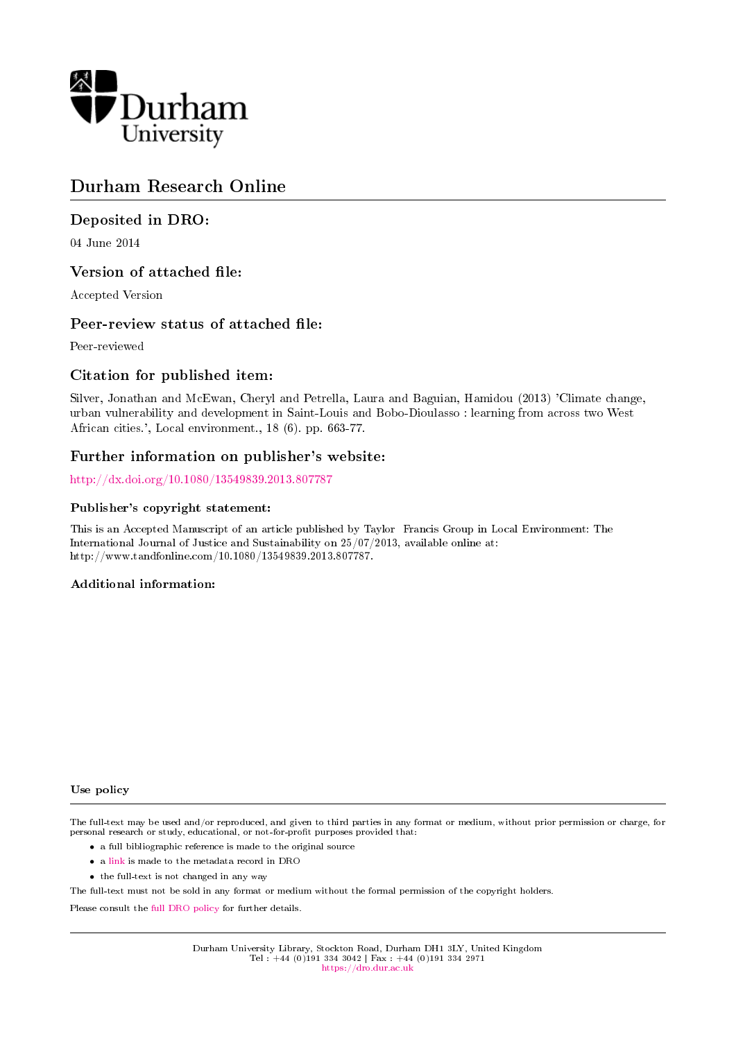Durham University

# Durham Research Online

## Deposited in DRO:

04 June 2014

## Version of attached file:

Accepted Version

## Peer-review status of attached file:

Peer-reviewed

## Citation for published item:

Silver, Jonathan and McEwan, Cheryl and Petrella, Laura and Baguian, Hamidou (2013) 'Climate change, urban vulnerability and development in Saint-Louis and Bobo-Dioulasso : learning from across two West African cities.', Local environment., 18 (6). pp. 663-77.

## Further information on publisher's website:

http://dx.doi.org/10.1080/13549839.2013.807787

### Publisher's copyright statement:

This is an Accepted Manuscript of an article published by Taylor Francis Group in Local Environment: The International Journal of Justice and Sustainability on 25/07/2013, available online at: http://www.tandfonline.com/10.1080/13549839.2013.807787.

### Additional information:

### Use policy

The full-text may be used and/or reproduced, and given to third parties in any format or medium, without prior permission or charge, for personal research or study, educational, or not-for-profit purposes provided that:

- a full bibliographic reference is made to the original source
- a link is made to the metadata record in DRO
- the full-text is not changed in any way

The full-text must not be sold in any format or medium without the formal permission of the copyright holders.

Please consult the full DRO policy for further details.

Durham University Library, Stockton Road, Durham DH1 3LY, United Kingdom
Tel : +44 (0)191 334 3042 | Fax : +44 (0)191 334 2971
https://dro.dur.ac.uk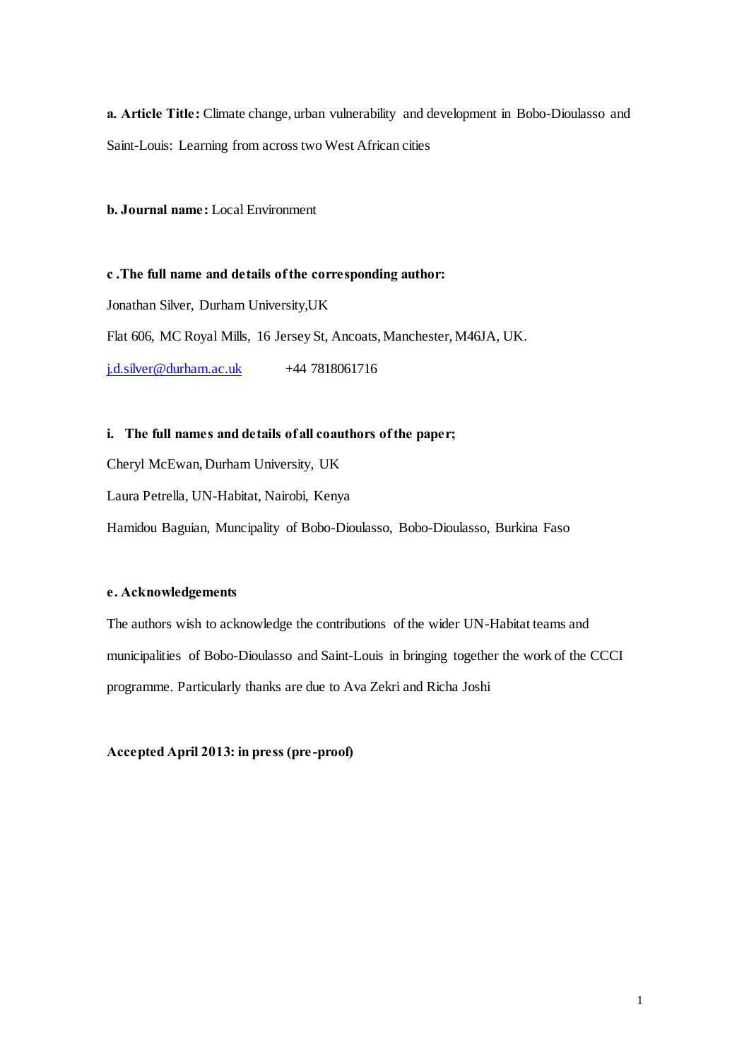**a. Article Title:** Climate change, urban vulnerability and development in Bobo-Dioulasso and Saint-Louis: Learning from across two West African cities

**b. Journal name:** Local Environment

**c .The full name and details of the corresponding author:**

Jonathan Silver, Durham University,UK

Flat 606, MC Royal Mills, 16 Jersey St, Ancoats, Manchester, M46JA, UK.

j.d.silver@durham.ac.uk +44 7818061716

**i. The full names and details of all coauthors of the paper;**

Cheryl McEwan, Durham University, UK

Laura Petrella, UN-Habitat, Nairobi, Kenya

Hamidou Baguian, Muncipality of Bobo-Dioulasso, Bobo-Dioulasso, Burkina Faso

**e. Acknowledgements**

The authors wish to acknowledge the contributions of the wider UN-Habitat teams and municipalities of Bobo-Dioulasso and Saint-Louis in bringing together the work of the CCCI programme. Particularly thanks are due to Ava Zekri and Richa Joshi

**Accepted April 2013: in press (pre-proof)**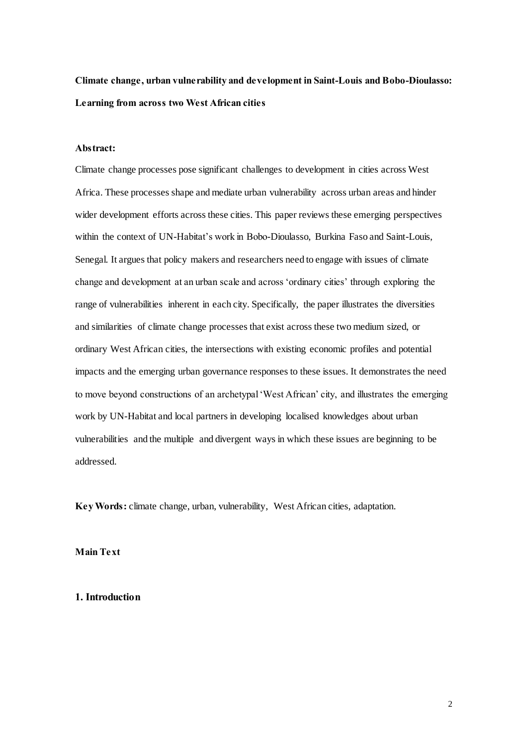**Climate change, urban vulnerability and development in Saint-Louis and Bobo-Dioulasso: Learning from across two West African cities**

**Abstract:**

Climate change processes pose significant challenges to development in cities across West Africa. These processes shape and mediate urban vulnerability across urban areas and hinder wider development efforts across these cities. This paper reviews these emerging perspectives within the context of UN-Habitat's work in Bobo-Dioulasso, Burkina Faso and Saint-Louis, Senegal. It argues that policy makers and researchers need to engage with issues of climate change and development at an urban scale and across 'ordinary cities' through exploring the range of vulnerabilities inherent in each city. Specifically, the paper illustrates the diversities and similarities of climate change processes that exist across these two medium sized, or ordinary West African cities, the intersections with existing economic profiles and potential impacts and the emerging urban governance responses to these issues. It demonstrates the need to move beyond constructions of an archetypal 'West African' city, and illustrates the emerging work by UN-Habitat and local partners in developing localised knowledges about urban vulnerabilities and the multiple and divergent ways in which these issues are beginning to be addressed.

**Key Words:** climate change, urban, vulnerability, West African cities, adaptation.

**Main Text**

## 1. Introduction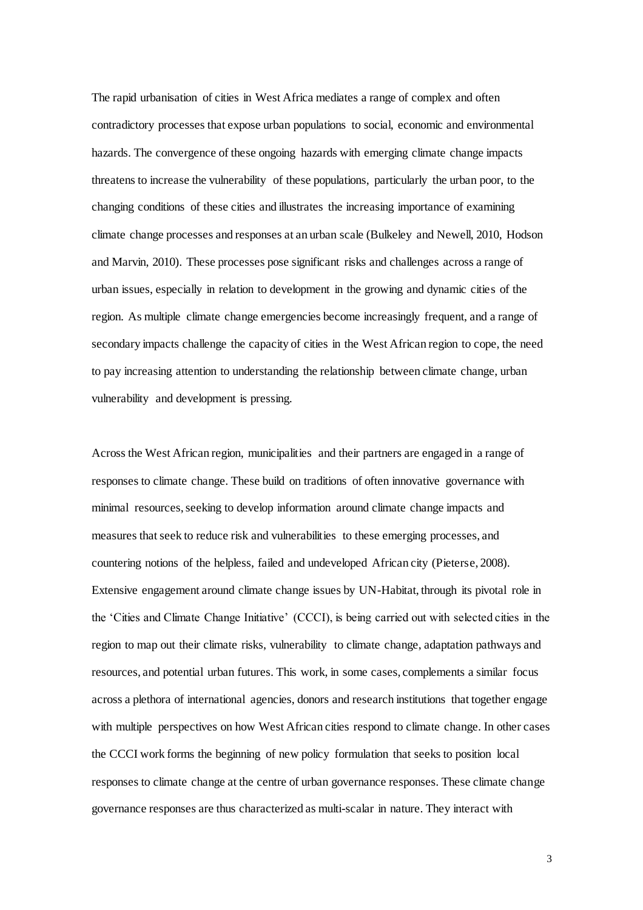The rapid urbanisation of cities in West Africa mediates a range of complex and often contradictory processes that expose urban populations to social, economic and environmental hazards. The convergence of these ongoing hazards with emerging climate change impacts threatens to increase the vulnerability of these populations, particularly the urban poor, to the changing conditions of these cities and illustrates the increasing importance of examining climate change processes and responses at an urban scale (Bulkeley and Newell, 2010, Hodson and Marvin, 2010). These processes pose significant risks and challenges across a range of urban issues, especially in relation to development in the growing and dynamic cities of the region. As multiple climate change emergencies become increasingly frequent, and a range of secondary impacts challenge the capacity of cities in the West African region to cope, the need to pay increasing attention to understanding the relationship between climate change, urban vulnerability and development is pressing.

Across the West African region, municipalities and their partners are engaged in a range of responses to climate change. These build on traditions of often innovative governance with minimal resources, seeking to develop information around climate change impacts and measures that seek to reduce risk and vulnerabilities to these emerging processes, and countering notions of the helpless, failed and undeveloped African city (Pieterse, 2008). Extensive engagement around climate change issues by UN-Habitat, through its pivotal role in the 'Cities and Climate Change Initiative' (CCCI), is being carried out with selected cities in the region to map out their climate risks, vulnerability to climate change, adaptation pathways and resources, and potential urban futures. This work, in some cases, complements a similar focus across a plethora of international agencies, donors and research institutions that together engage with multiple perspectives on how West African cities respond to climate change. In other cases the CCCI work forms the beginning of new policy formulation that seeks to position local responses to climate change at the centre of urban governance responses. These climate change governance responses are thus characterized as multi-scalar in nature. They interact with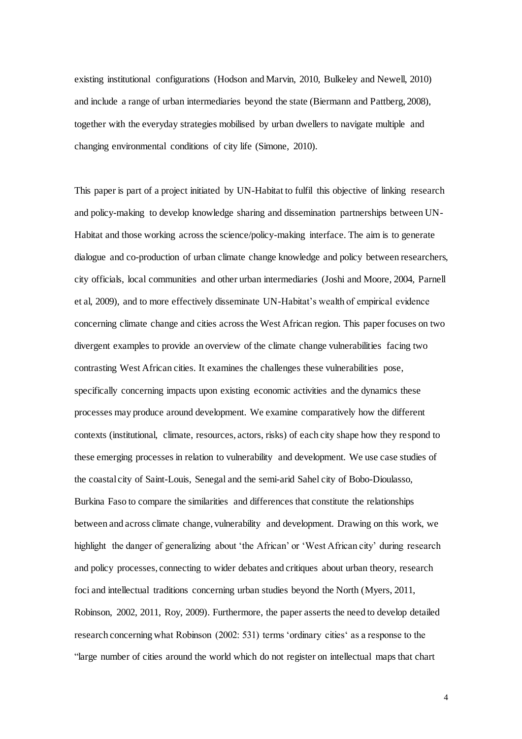existing institutional configurations (Hodson and Marvin, 2010, Bulkeley and Newell, 2010) and include a range of urban intermediaries beyond the state (Biermann and Pattberg, 2008), together with the everyday strategies mobilised by urban dwellers to navigate multiple and changing environmental conditions of city life (Simone, 2010).

This paper is part of a project initiated by UN-Habitat to fulfil this objective of linking research and policy-making to develop knowledge sharing and dissemination partnerships between UN-Habitat and those working across the science/policy-making interface. The aim is to generate dialogue and co-production of urban climate change knowledge and policy between researchers, city officials, local communities and other urban intermediaries (Joshi and Moore, 2004, Parnell et al, 2009), and to more effectively disseminate UN-Habitat's wealth of empirical evidence concerning climate change and cities across the West African region. This paper focuses on two divergent examples to provide an overview of the climate change vulnerabilities facing two contrasting West African cities. It examines the challenges these vulnerabilities pose, specifically concerning impacts upon existing economic activities and the dynamics these processes may produce around development. We examine comparatively how the different contexts (institutional, climate, resources, actors, risks) of each city shape how they respond to these emerging processes in relation to vulnerability and development. We use case studies of the coastal city of Saint-Louis, Senegal and the semi-arid Sahel city of Bobo-Dioulasso, Burkina Faso to compare the similarities and differences that constitute the relationships between and across climate change, vulnerability and development. Drawing on this work, we highlight the danger of generalizing about 'the African' or 'West African city' during research and policy processes, connecting to wider debates and critiques about urban theory, research foci and intellectual traditions concerning urban studies beyond the North (Myers, 2011, Robinson, 2002, 2011, Roy, 2009). Furthermore, the paper asserts the need to develop detailed research concerning what Robinson (2002: 531) terms 'ordinary cities' as a response to the "large number of cities around the world which do not register on intellectual maps that chart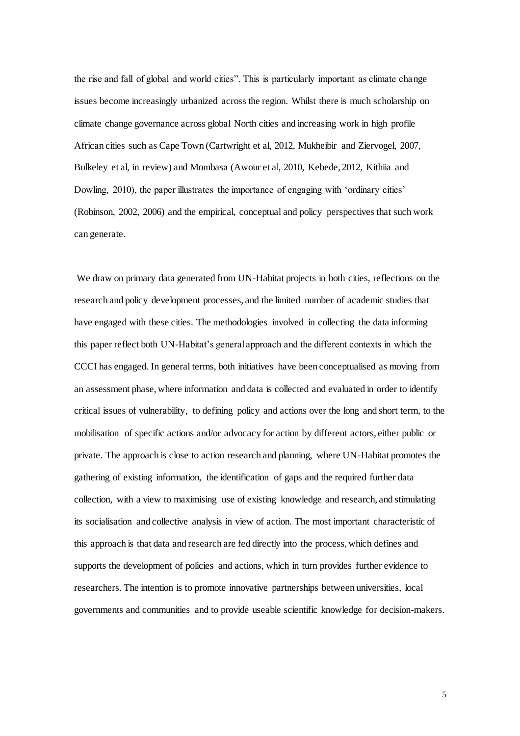the rise and fall of global and world cities". This is particularly important as climate change issues become increasingly urbanized across the region. Whilst there is much scholarship on climate change governance across global North cities and increasing work in high profile African cities such as Cape Town (Cartwright et al, 2012, Mukheibir and Ziervogel, 2007, Bulkeley et al, in review) and Mombasa (Awour et al, 2010, Kebede, 2012, Kithiia and Dowling, 2010), the paper illustrates the importance of engaging with 'ordinary cities' (Robinson, 2002, 2006) and the empirical, conceptual and policy perspectives that such work can generate.

We draw on primary data generated from UN-Habitat projects in both cities, reflections on the research and policy development processes, and the limited number of academic studies that have engaged with these cities. The methodologies involved in collecting the data informing this paper reflect both UN-Habitat's general approach and the different contexts in which the CCCI has engaged. In general terms, both initiatives have been conceptualised as moving from an assessment phase, where information and data is collected and evaluated in order to identify critical issues of vulnerability, to defining policy and actions over the long and short term, to the mobilisation of specific actions and/or advocacy for action by different actors, either public or private. The approach is close to action research and planning, where UN-Habitat promotes the gathering of existing information, the identification of gaps and the required further data collection, with a view to maximising use of existing knowledge and research, and stimulating its socialisation and collective analysis in view of action. The most important characteristic of this approach is that data and research are fed directly into the process, which defines and supports the development of policies and actions, which in turn provides further evidence to researchers. The intention is to promote innovative partnerships between universities, local governments and communities and to provide useable scientific knowledge for decision-makers.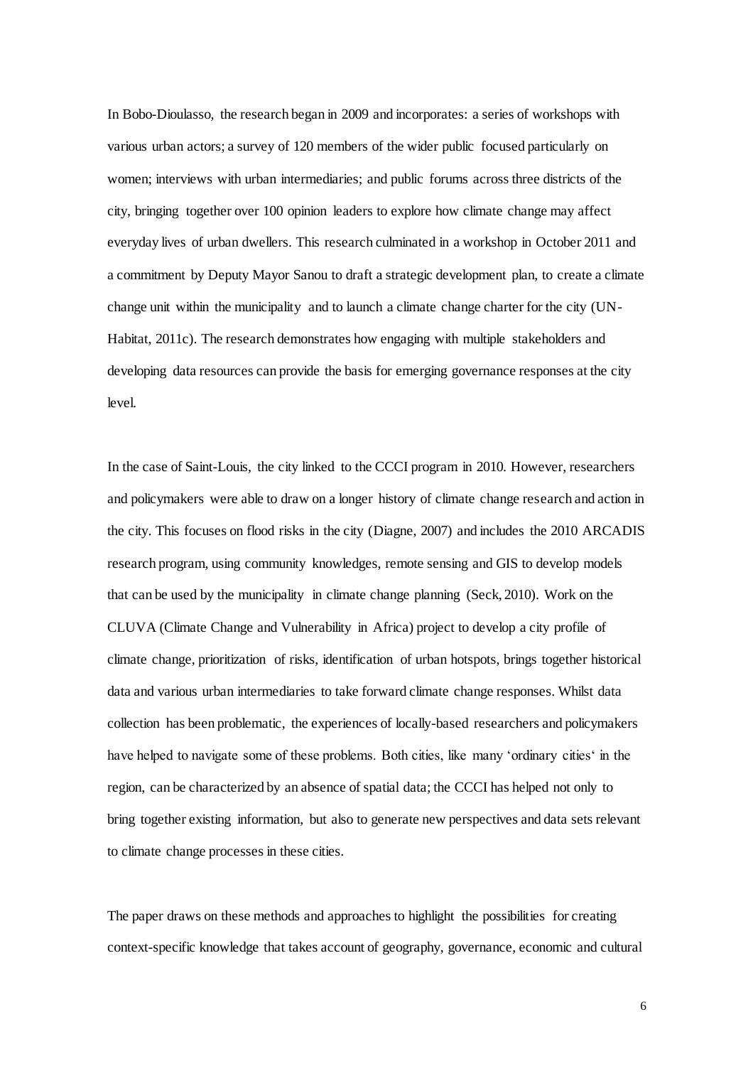In Bobo-Dioulasso, the research began in 2009 and incorporates: a series of workshops with various urban actors; a survey of 120 members of the wider public focused particularly on women; interviews with urban intermediaries; and public forums across three districts of the city, bringing together over 100 opinion leaders to explore how climate change may affect everyday lives of urban dwellers. This research culminated in a workshop in October 2011 and a commitment by Deputy Mayor Sanou to draft a strategic development plan, to create a climate change unit within the municipality and to launch a climate change charter for the city (UN-Habitat, 2011c). The research demonstrates how engaging with multiple stakeholders and developing data resources can provide the basis for emerging governance responses at the city level.

In the case of Saint-Louis, the city linked to the CCCI program in 2010. However, researchers and policymakers were able to draw on a longer history of climate change research and action in the city. This focuses on flood risks in the city (Diagne, 2007) and includes the 2010 ARCADIS research program, using community knowledges, remote sensing and GIS to develop models that can be used by the municipality in climate change planning (Seck, 2010). Work on the CLUVA (Climate Change and Vulnerability in Africa) project to develop a city profile of climate change, prioritization of risks, identification of urban hotspots, brings together historical data and various urban intermediaries to take forward climate change responses. Whilst data collection has been problematic, the experiences of locally-based researchers and policymakers have helped to navigate some of these problems. Both cities, like many 'ordinary cities' in the region, can be characterized by an absence of spatial data; the CCCI has helped not only to bring together existing information, but also to generate new perspectives and data sets relevant to climate change processes in these cities.

The paper draws on these methods and approaches to highlight the possibilities for creating context-specific knowledge that takes account of geography, governance, economic and cultural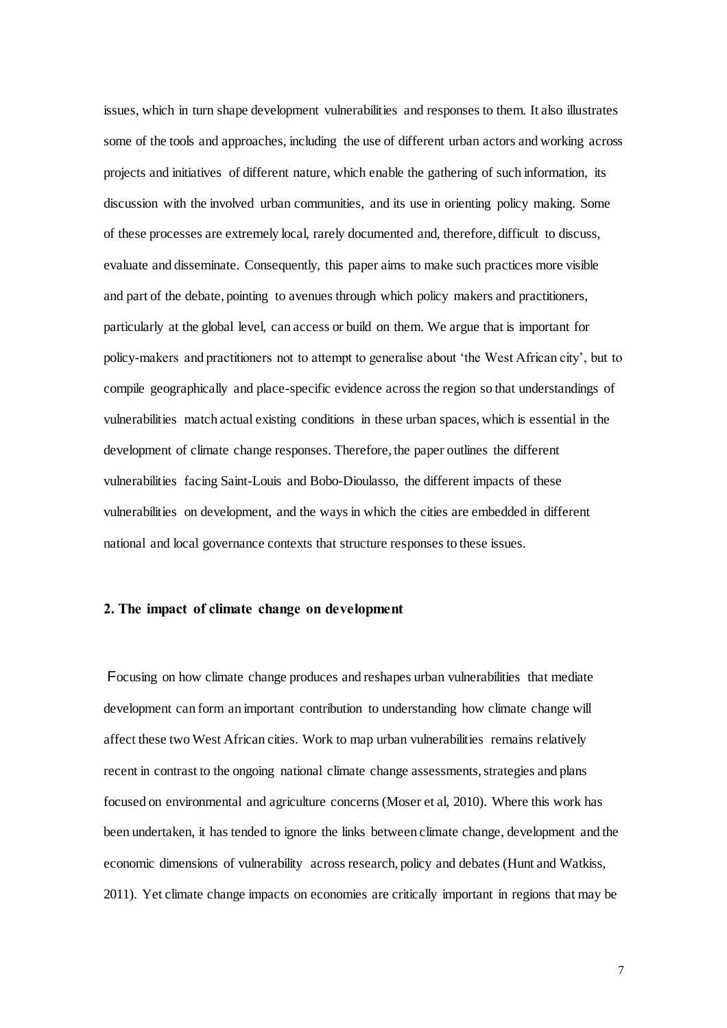issues, which in turn shape development vulnerabilities and responses to them. It also illustrates some of the tools and approaches, including the use of different urban actors and working across projects and initiatives of different nature, which enable the gathering of such information, its discussion with the involved urban communities, and its use in orienting policy making. Some of these processes are extremely local, rarely documented and, therefore, difficult to discuss, evaluate and disseminate. Consequently, this paper aims to make such practices more visible and part of the debate, pointing to avenues through which policy makers and practitioners, particularly at the global level, can access or build on them. We argue that is important for policy-makers and practitioners not to attempt to generalise about 'the West African city', but to compile geographically and place-specific evidence across the region so that understandings of vulnerabilities match actual existing conditions in these urban spaces, which is essential in the development of climate change responses. Therefore, the paper outlines the different vulnerabilities facing Saint-Louis and Bobo-Dioulasso, the different impacts of these vulnerabilities on development, and the ways in which the cities are embedded in different national and local governance contexts that structure responses to these issues.

## 2. The impact of climate change on development

Focusing on how climate change produces and reshapes urban vulnerabilities that mediate development can form an important contribution to understanding how climate change will affect these two West African cities. Work to map urban vulnerabilities remains relatively recent in contrast to the ongoing national climate change assessments, strategies and plans focused on environmental and agriculture concerns (Moser et al, 2010). Where this work has been undertaken, it has tended to ignore the links between climate change, development and the economic dimensions of vulnerability across research, policy and debates (Hunt and Watkiss, 2011). Yet climate change impacts on economies are critically important in regions that may be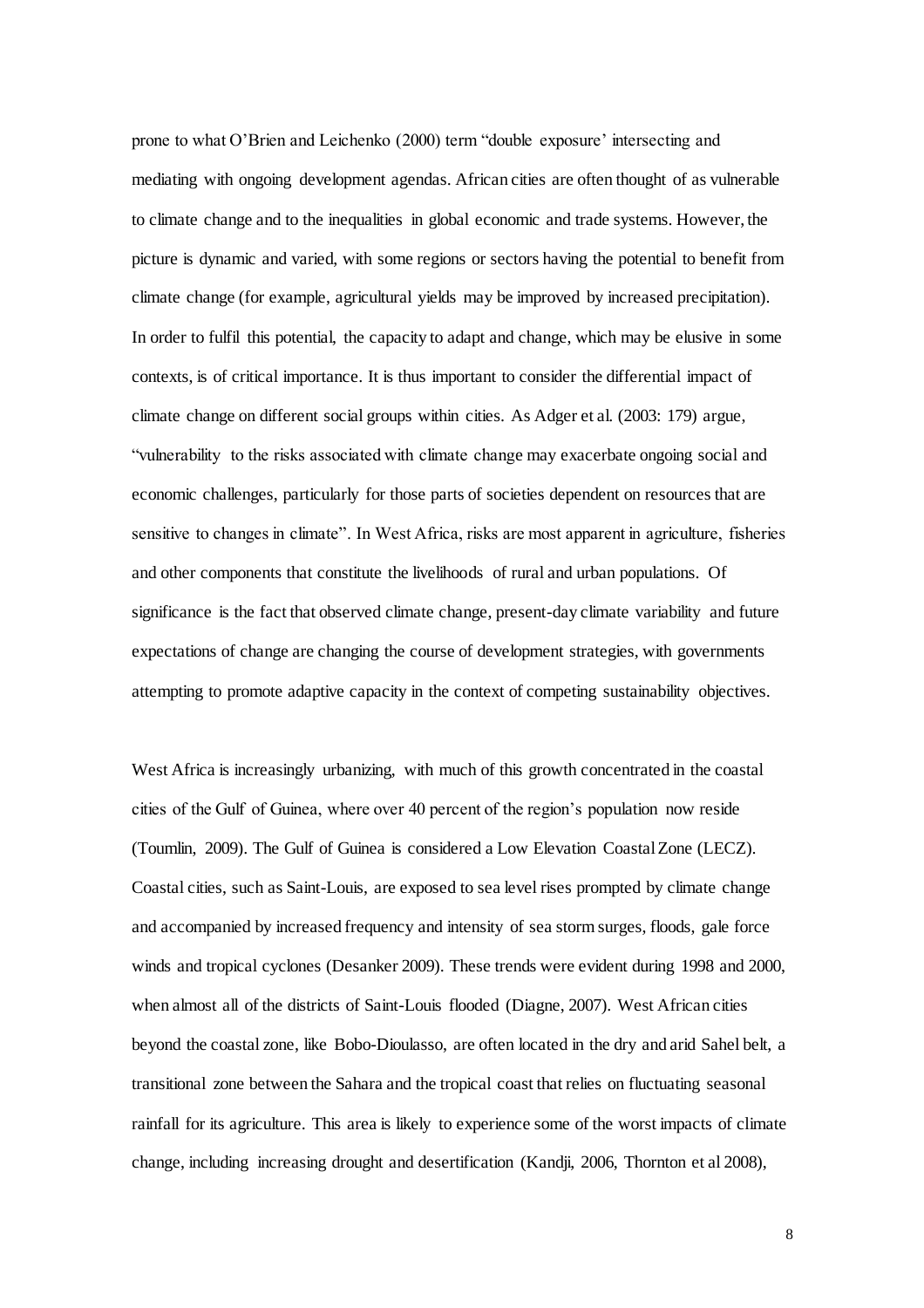prone to what O'Brien and Leichenko (2000) term "double exposure' intersecting and mediating with ongoing development agendas. African cities are often thought of as vulnerable to climate change and to the inequalities in global economic and trade systems. However, the picture is dynamic and varied, with some regions or sectors having the potential to benefit from climate change (for example, agricultural yields may be improved by increased precipitation). In order to fulfil this potential, the capacity to adapt and change, which may be elusive in some contexts, is of critical importance. It is thus important to consider the differential impact of climate change on different social groups within cities. As Adger et al. (2003: 179) argue, "vulnerability to the risks associated with climate change may exacerbate ongoing social and economic challenges, particularly for those parts of societies dependent on resources that are sensitive to changes in climate". In West Africa, risks are most apparent in agriculture, fisheries and other components that constitute the livelihoods of rural and urban populations. Of significance is the fact that observed climate change, present-day climate variability and future expectations of change are changing the course of development strategies, with governments attempting to promote adaptive capacity in the context of competing sustainability objectives.

West Africa is increasingly urbanizing, with much of this growth concentrated in the coastal cities of the Gulf of Guinea, where over 40 percent of the region's population now reside (Toumlin, 2009). The Gulf of Guinea is considered a Low Elevation Coastal Zone (LECZ). Coastal cities, such as Saint-Louis, are exposed to sea level rises prompted by climate change and accompanied by increased frequency and intensity of sea storm surges, floods, gale force winds and tropical cyclones (Desanker 2009). These trends were evident during 1998 and 2000, when almost all of the districts of Saint-Louis flooded (Diagne, 2007). West African cities beyond the coastal zone, like Bobo-Dioulasso, are often located in the dry and arid Sahel belt, a transitional zone between the Sahara and the tropical coast that relies on fluctuating seasonal rainfall for its agriculture. This area is likely to experience some of the worst impacts of climate change, including increasing drought and desertification (Kandji, 2006, Thornton et al 2008),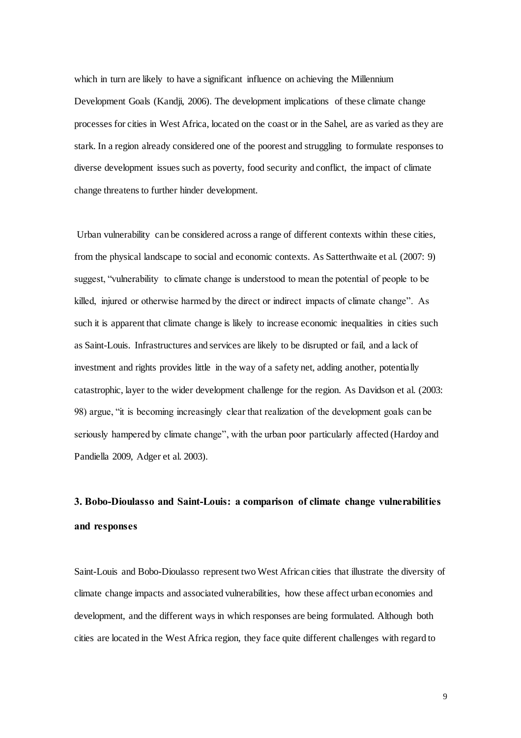which in turn are likely to have a significant influence on achieving the Millennium Development Goals (Kandji, 2006). The development implications of these climate change processes for cities in West Africa, located on the coast or in the Sahel, are as varied as they are stark. In a region already considered one of the poorest and struggling to formulate responses to diverse development issues such as poverty, food security and conflict, the impact of climate change threatens to further hinder development.

Urban vulnerability can be considered across a range of different contexts within these cities, from the physical landscape to social and economic contexts. As Satterthwaite et al. (2007: 9) suggest, "vulnerability to climate change is understood to mean the potential of people to be killed, injured or otherwise harmed by the direct or indirect impacts of climate change". As such it is apparent that climate change is likely to increase economic inequalities in cities such as Saint-Louis. Infrastructures and services are likely to be disrupted or fail, and a lack of investment and rights provides little in the way of a safety net, adding another, potentially catastrophic, layer to the wider development challenge for the region. As Davidson et al. (2003: 98) argue, "it is becoming increasingly clear that realization of the development goals can be seriously hampered by climate change", with the urban poor particularly affected (Hardoy and Pandiella 2009, Adger et al. 2003).

## 3. Bobo-Dioulasso and Saint-Louis: a comparison of climate change vulnerabilities and responses

Saint-Louis and Bobo-Dioulasso represent two West African cities that illustrate the diversity of climate change impacts and associated vulnerabilities, how these affect urban economies and development, and the different ways in which responses are being formulated. Although both cities are located in the West Africa region, they face quite different challenges with regard to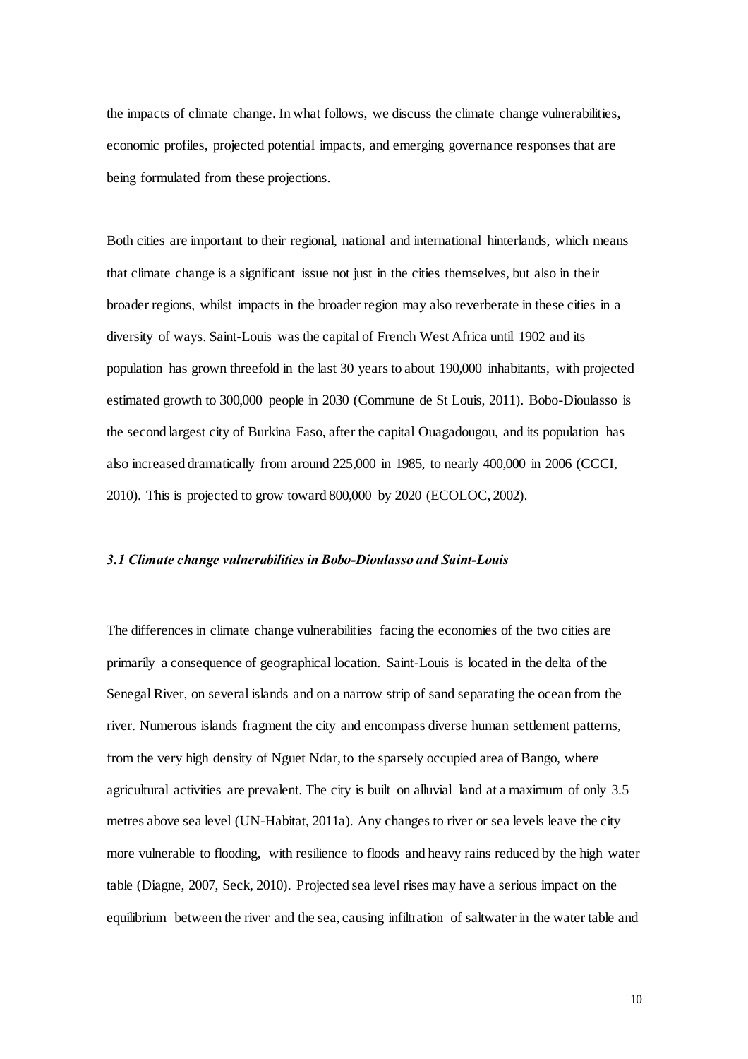the impacts of climate change. In what follows, we discuss the climate change vulnerabilities, economic profiles, projected potential impacts, and emerging governance responses that are being formulated from these projections.

Both cities are important to their regional, national and international hinterlands, which means that climate change is a significant issue not just in the cities themselves, but also in their broader regions, whilst impacts in the broader region may also reverberate in these cities in a diversity of ways. Saint-Louis was the capital of French West Africa until 1902 and its population has grown threefold in the last 30 years to about 190,000 inhabitants, with projected estimated growth to 300,000 people in 2030 (Commune de St Louis, 2011). Bobo-Dioulasso is the second largest city of Burkina Faso, after the capital Ouagadougou, and its population has also increased dramatically from around 225,000 in 1985, to nearly 400,000 in 2006 (CCCI, 2010). This is projected to grow toward 800,000 by 2020 (ECOLOC, 2002).

### *3.1 Climate change vulnerabilities in Bobo-Dioulasso and Saint-Louis*

The differences in climate change vulnerabilities facing the economies of the two cities are primarily a consequence of geographical location. Saint-Louis is located in the delta of the Senegal River, on several islands and on a narrow strip of sand separating the ocean from the river. Numerous islands fragment the city and encompass diverse human settlement patterns, from the very high density of Nguet Ndar, to the sparsely occupied area of Bango, where agricultural activities are prevalent. The city is built on alluvial land at a maximum of only 3.5 metres above sea level (UN-Habitat, 2011a). Any changes to river or sea levels leave the city more vulnerable to flooding, with resilience to floods and heavy rains reduced by the high water table (Diagne, 2007, Seck, 2010). Projected sea level rises may have a serious impact on the equilibrium between the river and the sea, causing infiltration of saltwater in the water table and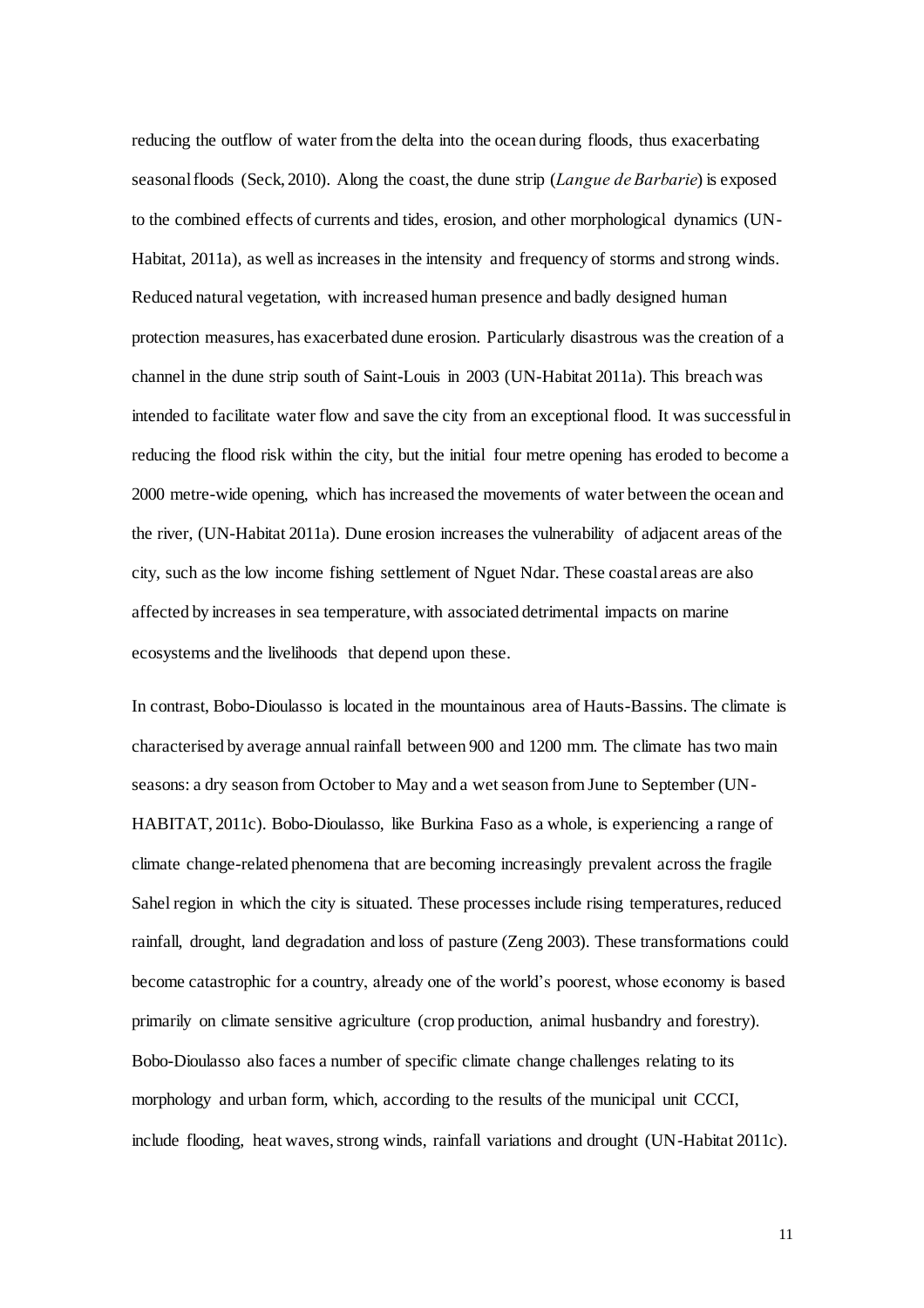reducing the outflow of water from the delta into the ocean during floods, thus exacerbating seasonal floods (Seck, 2010). Along the coast, the dune strip (*Langue de Barbarie*) is exposed to the combined effects of currents and tides, erosion, and other morphological dynamics (UN-Habitat, 2011a), as well as increases in the intensity and frequency of storms and strong winds. Reduced natural vegetation, with increased human presence and badly designed human protection measures, has exacerbated dune erosion. Particularly disastrous was the creation of a channel in the dune strip south of Saint-Louis in 2003 (UN-Habitat 2011a). This breach was intended to facilitate water flow and save the city from an exceptional flood. It was successful in reducing the flood risk within the city, but the initial four metre opening has eroded to become a 2000 metre-wide opening, which has increased the movements of water between the ocean and the river, (UN-Habitat 2011a). Dune erosion increases the vulnerability of adjacent areas of the city, such as the low income fishing settlement of Nguet Ndar. These coastal areas are also affected by increases in sea temperature, with associated detrimental impacts on marine ecosystems and the livelihoods that depend upon these.

In contrast, Bobo-Dioulasso is located in the mountainous area of Hauts-Bassins. The climate is characterised by average annual rainfall between 900 and 1200 mm. The climate has two main seasons: a dry season from October to May and a wet season from June to September (UN-HABITAT, 2011c). Bobo-Dioulasso, like Burkina Faso as a whole, is experiencing a range of climate change-related phenomena that are becoming increasingly prevalent across the fragile Sahel region in which the city is situated. These processes include rising temperatures, reduced rainfall, drought, land degradation and loss of pasture (Zeng 2003). These transformations could become catastrophic for a country, already one of the world's poorest, whose economy is based primarily on climate sensitive agriculture (crop production, animal husbandry and forestry). Bobo-Dioulasso also faces a number of specific climate change challenges relating to its morphology and urban form, which, according to the results of the municipal unit CCCI, include flooding, heat waves, strong winds, rainfall variations and drought (UN-Habitat 2011c).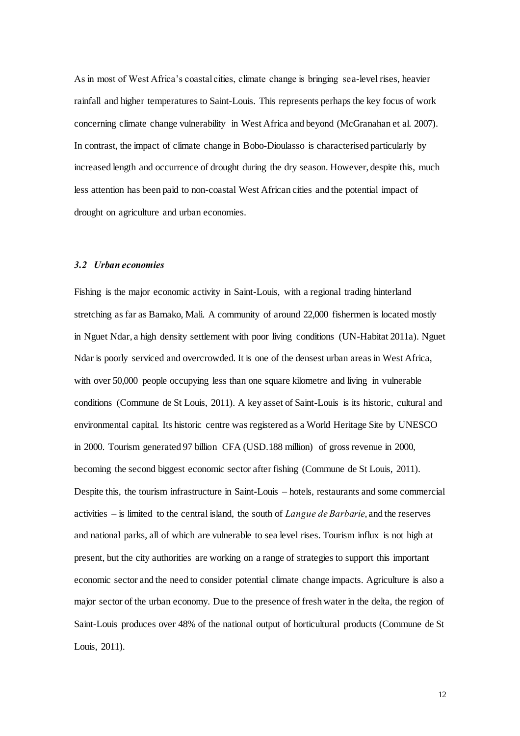As in most of West Africa's coastal cities, climate change is bringing sea-level rises, heavier rainfall and higher temperatures to Saint-Louis. This represents perhaps the key focus of work concerning climate change vulnerability in West Africa and beyond (McGranahan et al. 2007). In contrast, the impact of climate change in Bobo-Dioulasso is characterised particularly by increased length and occurrence of drought during the dry season. However, despite this, much less attention has been paid to non-coastal West African cities and the potential impact of drought on agriculture and urban economies.

### *3.2 Urban economies*

Fishing is the major economic activity in Saint-Louis, with a regional trading hinterland stretching as far as Bamako, Mali. A community of around 22,000 fishermen is located mostly in Nguet Ndar, a high density settlement with poor living conditions (UN-Habitat 2011a). Nguet Ndar is poorly serviced and overcrowded. It is one of the densest urban areas in West Africa, with over 50,000 people occupying less than one square kilometre and living in vulnerable conditions (Commune de St Louis, 2011). A key asset of Saint-Louis is its historic, cultural and environmental capital. Its historic centre was registered as a World Heritage Site by UNESCO in 2000. Tourism generated 97 billion CFA (USD.188 million) of gross revenue in 2000, becoming the second biggest economic sector after fishing (Commune de St Louis, 2011). Despite this, the tourism infrastructure in Saint-Louis – hotels, restaurants and some commercial activities – is limited to the central island, the south of *Langue de Barbarie*, and the reserves and national parks, all of which are vulnerable to sea level rises. Tourism influx is not high at present, but the city authorities are working on a range of strategies to support this important economic sector and the need to consider potential climate change impacts. Agriculture is also a major sector of the urban economy. Due to the presence of fresh water in the delta, the region of Saint-Louis produces over 48% of the national output of horticultural products (Commune de St Louis, 2011).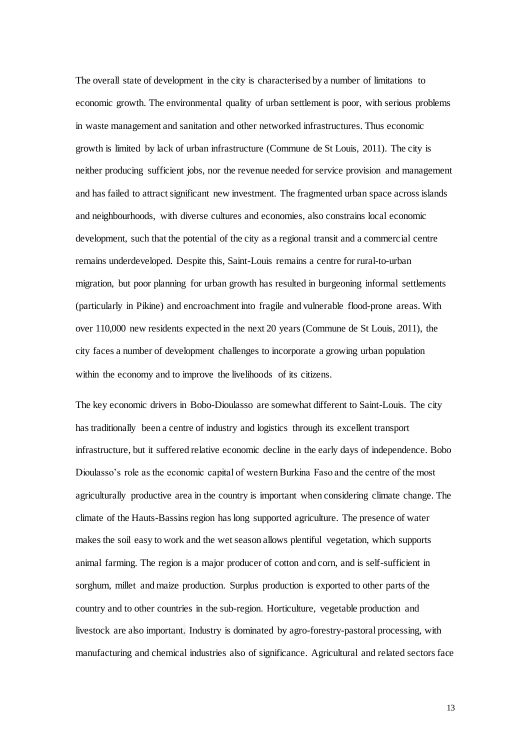The overall state of development in the city is characterised by a number of limitations to economic growth. The environmental quality of urban settlement is poor, with serious problems in waste management and sanitation and other networked infrastructures. Thus economic growth is limited by lack of urban infrastructure (Commune de St Louis, 2011). The city is neither producing sufficient jobs, nor the revenue needed for service provision and management and has failed to attract significant new investment. The fragmented urban space across islands and neighbourhoods, with diverse cultures and economies, also constrains local economic development, such that the potential of the city as a regional transit and a commercial centre remains underdeveloped. Despite this, Saint-Louis remains a centre for rural-to-urban migration, but poor planning for urban growth has resulted in burgeoning informal settlements (particularly in Pikine) and encroachment into fragile and vulnerable flood-prone areas. With over 110,000 new residents expected in the next 20 years (Commune de St Louis, 2011), the city faces a number of development challenges to incorporate a growing urban population within the economy and to improve the livelihoods of its citizens.

The key economic drivers in Bobo-Dioulasso are somewhat different to Saint-Louis. The city has traditionally been a centre of industry and logistics through its excellent transport infrastructure, but it suffered relative economic decline in the early days of independence. Bobo Dioulasso's role as the economic capital of western Burkina Faso and the centre of the most agriculturally productive area in the country is important when considering climate change. The climate of the Hauts-Bassins region has long supported agriculture. The presence of water makes the soil easy to work and the wet season allows plentiful vegetation, which supports animal farming. The region is a major producer of cotton and corn, and is self-sufficient in sorghum, millet and maize production. Surplus production is exported to other parts of the country and to other countries in the sub-region. Horticulture, vegetable production and livestock are also important. Industry is dominated by agro-forestry-pastoral processing, with manufacturing and chemical industries also of significance. Agricultural and related sectors face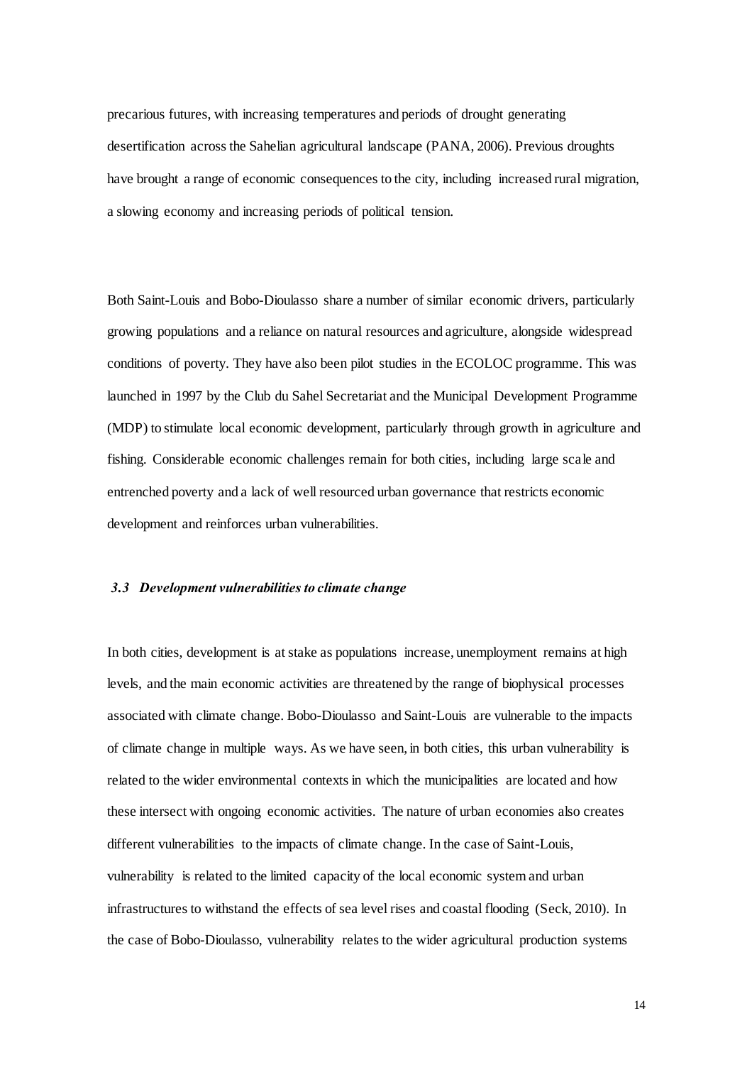precarious futures, with increasing temperatures and periods of drought generating desertification across the Sahelian agricultural landscape (PANA, 2006). Previous droughts have brought a range of economic consequences to the city, including increased rural migration, a slowing economy and increasing periods of political tension.

Both Saint-Louis and Bobo-Dioulasso share a number of similar economic drivers, particularly growing populations and a reliance on natural resources and agriculture, alongside widespread conditions of poverty. They have also been pilot studies in the ECOLOC programme. This was launched in 1997 by the Club du Sahel Secretariat and the Municipal Development Programme (MDP) to stimulate local economic development, particularly through growth in agriculture and fishing. Considerable economic challenges remain for both cities, including large scale and entrenched poverty and a lack of well resourced urban governance that restricts economic development and reinforces urban vulnerabilities.

### *3.3 Development vulnerabilities to climate change*

In both cities, development is at stake as populations increase, unemployment remains at high levels, and the main economic activities are threatened by the range of biophysical processes associated with climate change. Bobo-Dioulasso and Saint-Louis are vulnerable to the impacts of climate change in multiple ways. As we have seen, in both cities, this urban vulnerability is related to the wider environmental contexts in which the municipalities are located and how these intersect with ongoing economic activities. The nature of urban economies also creates different vulnerabilities to the impacts of climate change. In the case of Saint-Louis, vulnerability is related to the limited capacity of the local economic system and urban infrastructures to withstand the effects of sea level rises and coastal flooding (Seck, 2010). In the case of Bobo-Dioulasso, vulnerability relates to the wider agricultural production systems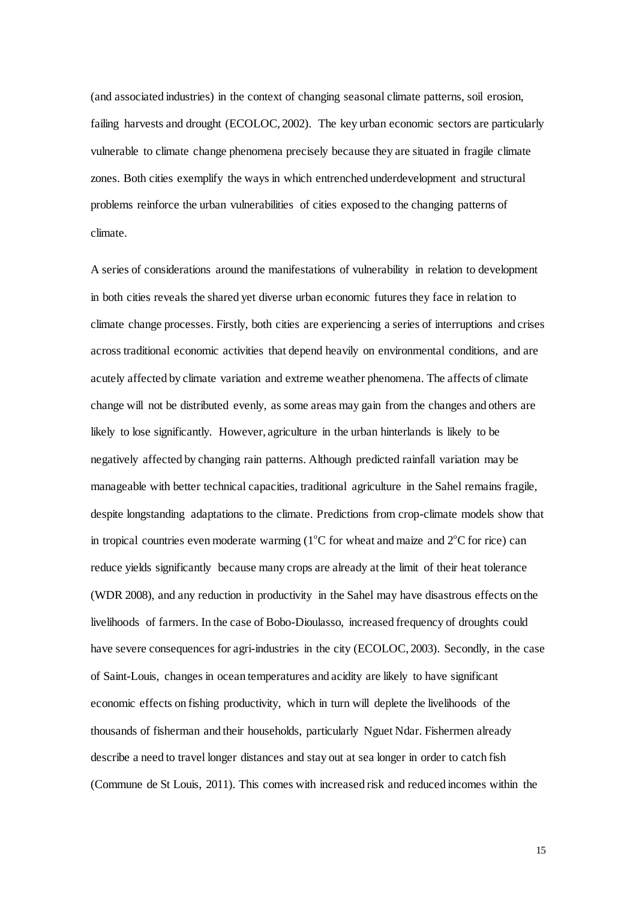(and associated industries) in the context of changing seasonal climate patterns, soil erosion, failing harvests and drought (ECOLOC, 2002). The key urban economic sectors are particularly vulnerable to climate change phenomena precisely because they are situated in fragile climate zones. Both cities exemplify the ways in which entrenched underdevelopment and structural problems reinforce the urban vulnerabilities of cities exposed to the changing patterns of climate.

A series of considerations around the manifestations of vulnerability in relation to development in both cities reveals the shared yet diverse urban economic futures they face in relation to climate change processes. Firstly, both cities are experiencing a series of interruptions and crises across traditional economic activities that depend heavily on environmental conditions, and are acutely affected by climate variation and extreme weather phenomena. The affects of climate change will not be distributed evenly, as some areas may gain from the changes and others are likely to lose significantly. However, agriculture in the urban hinterlands is likely to be negatively affected by changing rain patterns. Although predicted rainfall variation may be manageable with better technical capacities, traditional agriculture in the Sahel remains fragile, despite longstanding adaptations to the climate. Predictions from crop-climate models show that in tropical countries even moderate warming ($1^{o}$C for wheat and maize and $2^{o}$C for rice) can reduce yields significantly because many crops are already at the limit of their heat tolerance (WDR 2008), and any reduction in productivity in the Sahel may have disastrous effects on the livelihoods of farmers. In the case of Bobo-Dioulasso, increased frequency of droughts could have severe consequences for agri-industries in the city (ECOLOC, 2003). Secondly, in the case of Saint-Louis, changes in ocean temperatures and acidity are likely to have significant economic effects on fishing productivity, which in turn will deplete the livelihoods of the thousands of fisherman and their households, particularly Nguet Ndar. Fishermen already describe a need to travel longer distances and stay out at sea longer in order to catch fish (Commune de St Louis, 2011). This comes with increased risk and reduced incomes within the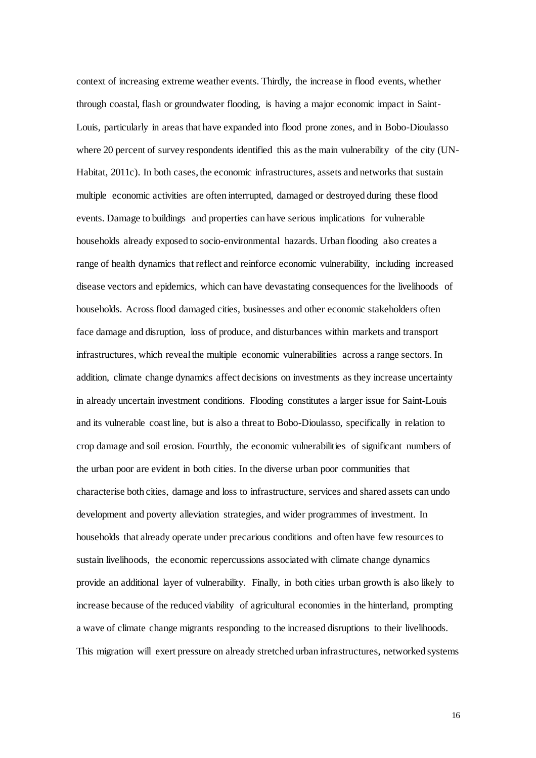context of increasing extreme weather events. Thirdly, the increase in flood events, whether through coastal, flash or groundwater flooding, is having a major economic impact in Saint-Louis, particularly in areas that have expanded into flood prone zones, and in Bobo-Dioulasso where 20 percent of survey respondents identified this as the main vulnerability of the city (UN-Habitat, 2011c). In both cases, the economic infrastructures, assets and networks that sustain multiple economic activities are often interrupted, damaged or destroyed during these flood events. Damage to buildings and properties can have serious implications for vulnerable households already exposed to socio-environmental hazards. Urban flooding also creates a range of health dynamics that reflect and reinforce economic vulnerability, including increased disease vectors and epidemics, which can have devastating consequences for the livelihoods of households. Across flood damaged cities, businesses and other economic stakeholders often face damage and disruption, loss of produce, and disturbances within markets and transport infrastructures, which reveal the multiple economic vulnerabilities across a range sectors. In addition, climate change dynamics affect decisions on investments as they increase uncertainty in already uncertain investment conditions. Flooding constitutes a larger issue for Saint-Louis and its vulnerable coast line, but is also a threat to Bobo-Dioulasso, specifically in relation to crop damage and soil erosion. Fourthly, the economic vulnerabilities of significant numbers of the urban poor are evident in both cities. In the diverse urban poor communities that characterise both cities, damage and loss to infrastructure, services and shared assets can undo development and poverty alleviation strategies, and wider programmes of investment. In households that already operate under precarious conditions and often have few resources to sustain livelihoods, the economic repercussions associated with climate change dynamics provide an additional layer of vulnerability. Finally, in both cities urban growth is also likely to increase because of the reduced viability of agricultural economies in the hinterland, prompting a wave of climate change migrants responding to the increased disruptions to their livelihoods. This migration will exert pressure on already stretched urban infrastructures, networked systems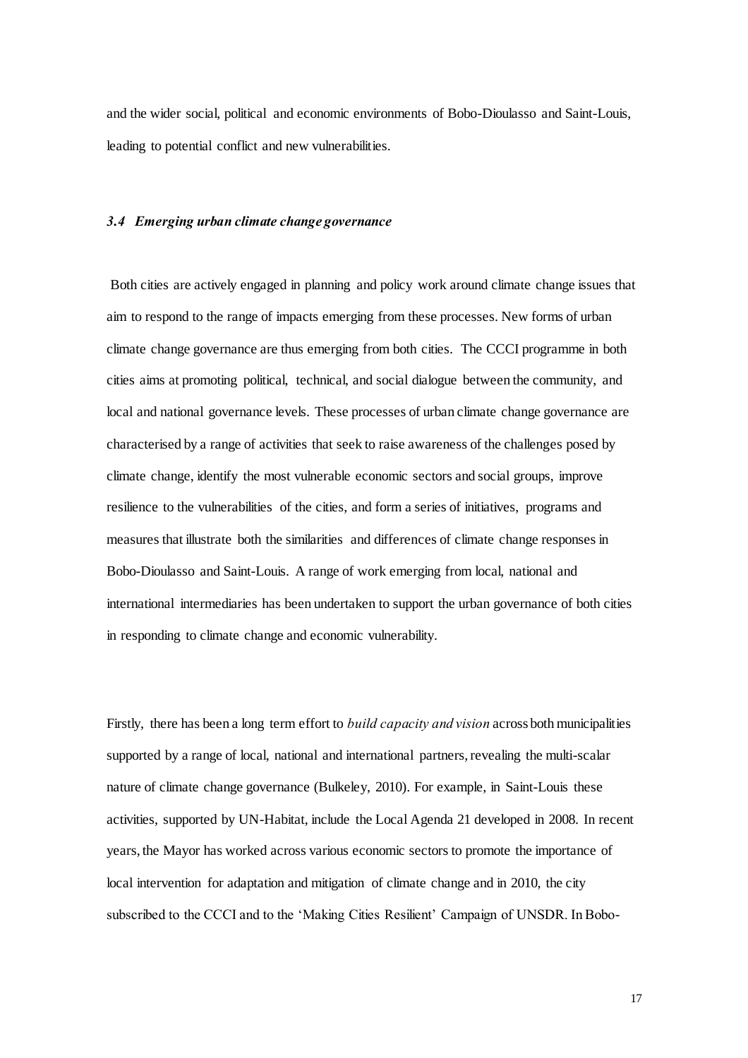and the wider social, political and economic environments of Bobo-Dioulasso and Saint-Louis, leading to potential conflict and new vulnerabilities.

### *3.4 Emerging urban climate change governance*

Both cities are actively engaged in planning and policy work around climate change issues that aim to respond to the range of impacts emerging from these processes. New forms of urban climate change governance are thus emerging from both cities. The CCCI programme in both cities aims at promoting political, technical, and social dialogue between the community, and local and national governance levels. These processes of urban climate change governance are characterised by a range of activities that seek to raise awareness of the challenges posed by climate change, identify the most vulnerable economic sectors and social groups, improve resilience to the vulnerabilities of the cities, and form a series of initiatives, programs and measures that illustrate both the similarities and differences of climate change responses in Bobo-Dioulasso and Saint-Louis. A range of work emerging from local, national and international intermediaries has been undertaken to support the urban governance of both cities in responding to climate change and economic vulnerability.

Firstly, there has been a long term effort to *build capacity and vision* across both municipalities supported by a range of local, national and international partners, revealing the multi-scalar nature of climate change governance (Bulkeley, 2010). For example, in Saint-Louis these activities, supported by UN-Habitat, include the Local Agenda 21 developed in 2008. In recent years, the Mayor has worked across various economic sectors to promote the importance of local intervention for adaptation and mitigation of climate change and in 2010, the city subscribed to the CCCI and to the 'Making Cities Resilient' Campaign of UNSDR. In Bobo-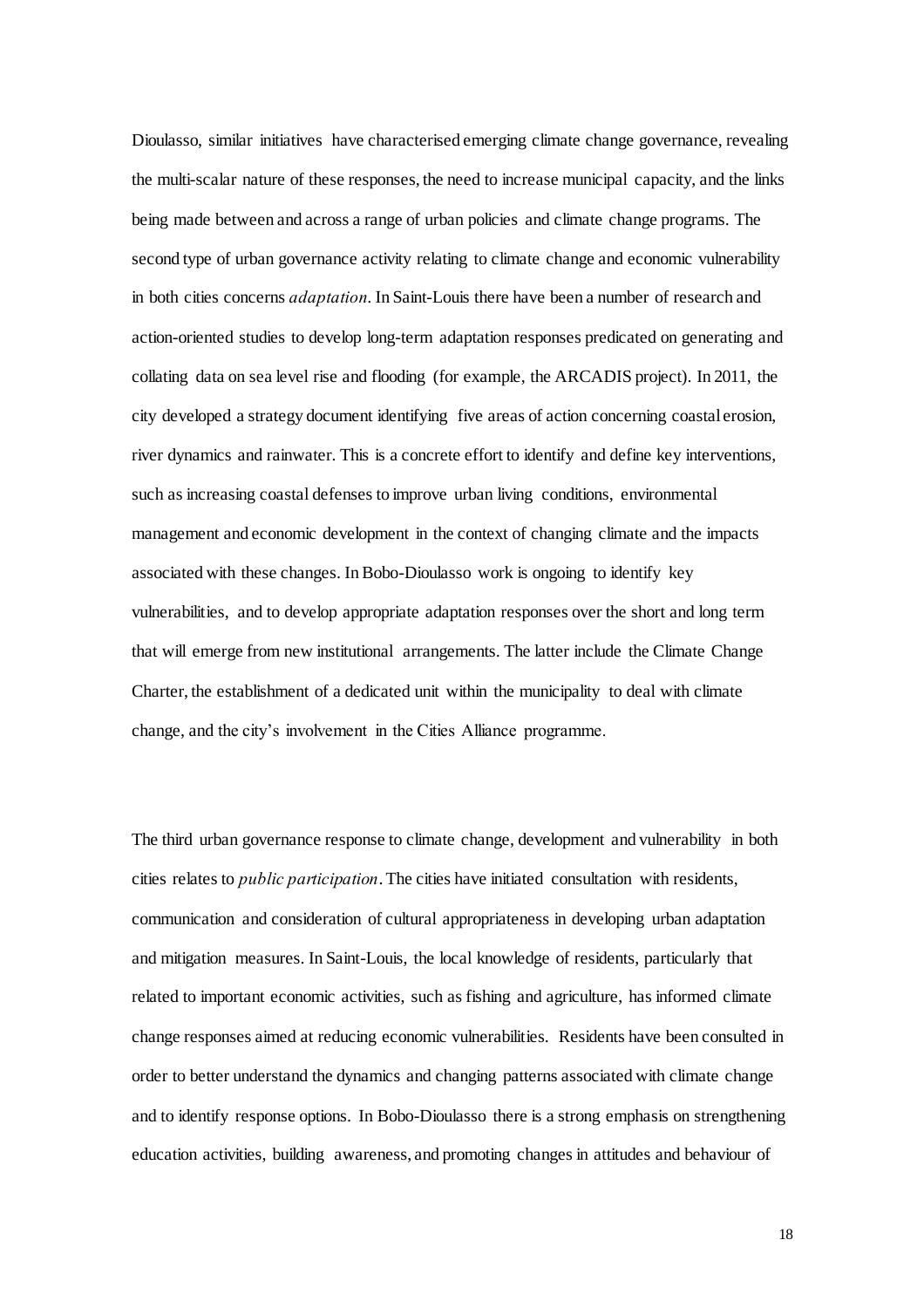Dioulasso, similar initiatives have characterised emerging climate change governance, revealing the multi-scalar nature of these responses, the need to increase municipal capacity, and the links being made between and across a range of urban policies and climate change programs. The second type of urban governance activity relating to climate change and economic vulnerability in both cities concerns *adaptation*. In Saint-Louis there have been a number of research and action-oriented studies to develop long-term adaptation responses predicated on generating and collating data on sea level rise and flooding (for example, the ARCADIS project). In 2011, the city developed a strategy document identifying five areas of action concerning coastal erosion, river dynamics and rainwater. This is a concrete effort to identify and define key interventions, such as increasing coastal defenses to improve urban living conditions, environmental management and economic development in the context of changing climate and the impacts associated with these changes. In Bobo-Dioulasso work is ongoing to identify key vulnerabilities, and to develop appropriate adaptation responses over the short and long term that will emerge from new institutional arrangements. The latter include the Climate Change Charter, the establishment of a dedicated unit within the municipality to deal with climate change, and the city's involvement in the Cities Alliance programme.

The third urban governance response to climate change, development and vulnerability in both cities relates to *public participation*. The cities have initiated consultation with residents, communication and consideration of cultural appropriateness in developing urban adaptation and mitigation measures. In Saint-Louis, the local knowledge of residents, particularly that related to important economic activities, such as fishing and agriculture, has informed climate change responses aimed at reducing economic vulnerabilities. Residents have been consulted in order to better understand the dynamics and changing patterns associated with climate change and to identify response options. In Bobo-Dioulasso there is a strong emphasis on strengthening education activities, building awareness, and promoting changes in attitudes and behaviour of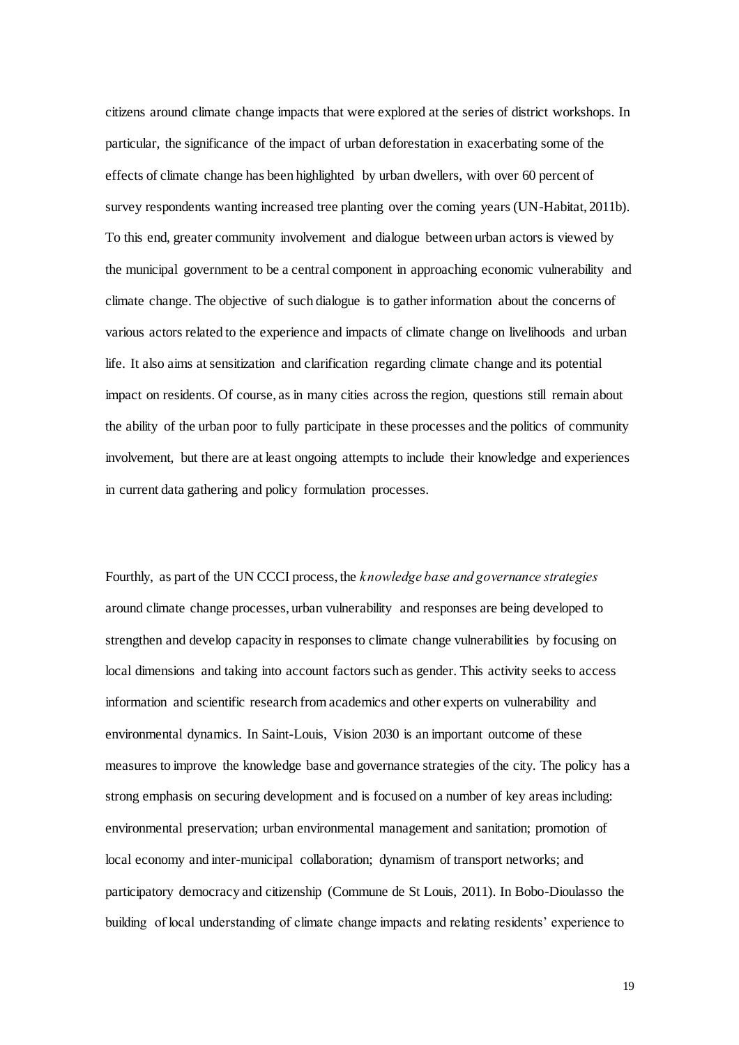citizens around climate change impacts that were explored at the series of district workshops. In particular, the significance of the impact of urban deforestation in exacerbating some of the effects of climate change has been highlighted by urban dwellers, with over 60 percent of survey respondents wanting increased tree planting over the coming years (UN-Habitat, 2011b). To this end, greater community involvement and dialogue between urban actors is viewed by the municipal government to be a central component in approaching economic vulnerability and climate change. The objective of such dialogue is to gather information about the concerns of various actors related to the experience and impacts of climate change on livelihoods and urban life. It also aims at sensitization and clarification regarding climate change and its potential impact on residents. Of course, as in many cities across the region, questions still remain about the ability of the urban poor to fully participate in these processes and the politics of community involvement, but there are at least ongoing attempts to include their knowledge and experiences in current data gathering and policy formulation processes.

Fourthly, as part of the UN CCCI process, the *knowledge base and governance strategies* around climate change processes, urban vulnerability and responses are being developed to strengthen and develop capacity in responses to climate change vulnerabilities by focusing on local dimensions and taking into account factors such as gender. This activity seeks to access information and scientific research from academics and other experts on vulnerability and environmental dynamics. In Saint-Louis, Vision 2030 is an important outcome of these measures to improve the knowledge base and governance strategies of the city. The policy has a strong emphasis on securing development and is focused on a number of key areas including: environmental preservation; urban environmental management and sanitation; promotion of local economy and inter-municipal collaboration; dynamism of transport networks; and participatory democracy and citizenship (Commune de St Louis, 2011). In Bobo-Dioulasso the building of local understanding of climate change impacts and relating residents' experience to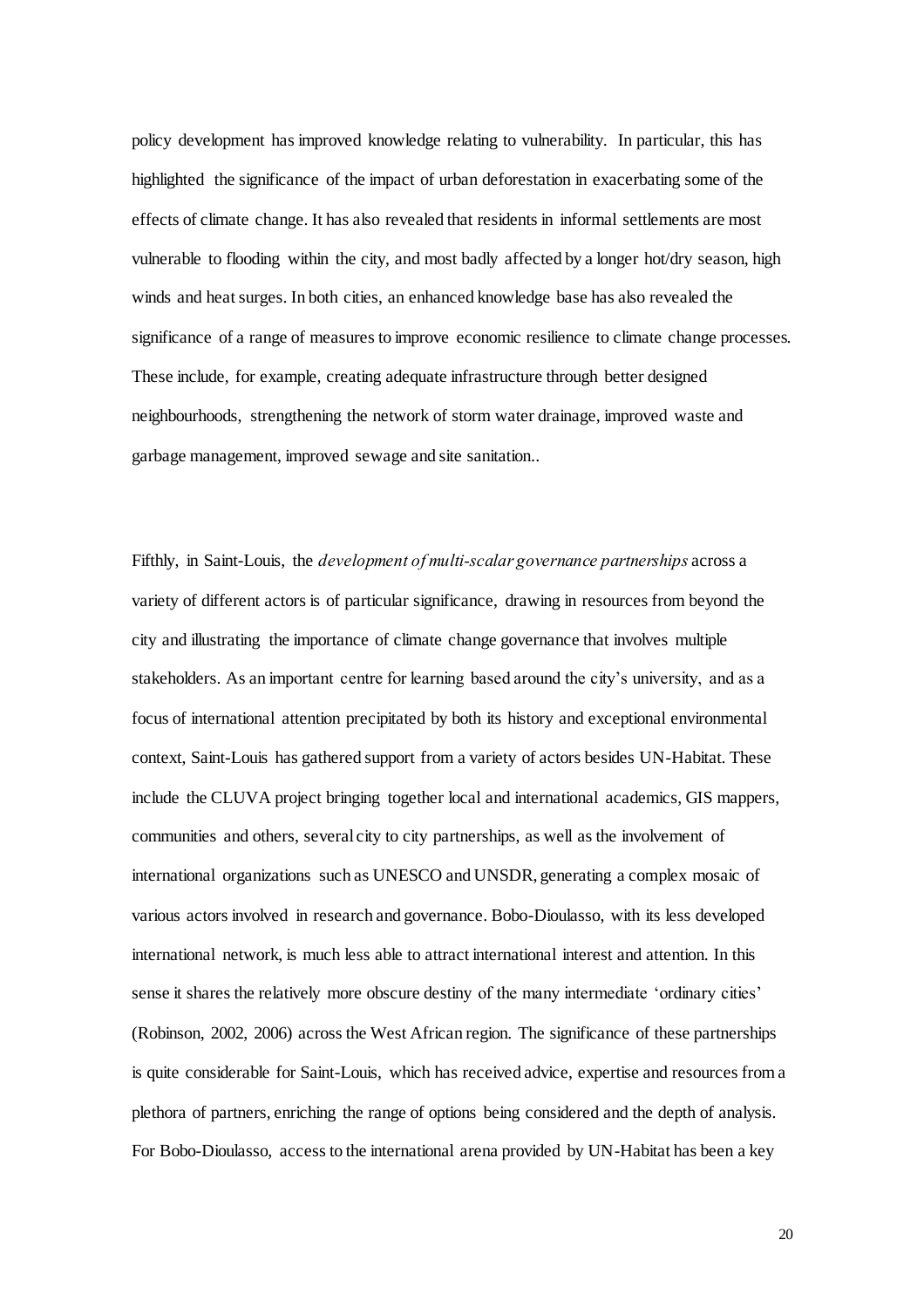policy development has improved knowledge relating to vulnerability. In particular, this has highlighted the significance of the impact of urban deforestation in exacerbating some of the effects of climate change. It has also revealed that residents in informal settlements are most vulnerable to flooding within the city, and most badly affected by a longer hot/dry season, high winds and heat surges. In both cities, an enhanced knowledge base has also revealed the significance of a range of measures to improve economic resilience to climate change processes. These include, for example, creating adequate infrastructure through better designed neighbourhoods, strengthening the network of storm water drainage, improved waste and garbage management, improved sewage and site sanitation..

Fifthly, in Saint-Louis, the *development of multi-scalar governance partnerships* across a variety of different actors is of particular significance, drawing in resources from beyond the city and illustrating the importance of climate change governance that involves multiple stakeholders. As an important centre for learning based around the city's university, and as a focus of international attention precipitated by both its history and exceptional environmental context, Saint-Louis has gathered support from a variety of actors besides UN-Habitat. These include the CLUVA project bringing together local and international academics, GIS mappers, communities and others, several city to city partnerships, as well as the involvement of international organizations such as UNESCO and UNSDR, generating a complex mosaic of various actors involved in research and governance. Bobo-Dioulasso, with its less developed international network, is much less able to attract international interest and attention. In this sense it shares the relatively more obscure destiny of the many intermediate 'ordinary cities' (Robinson, 2002, 2006) across the West African region. The significance of these partnerships is quite considerable for Saint-Louis, which has received advice, expertise and resources from a plethora of partners, enriching the range of options being considered and the depth of analysis. For Bobo-Dioulasso, access to the international arena provided by UN-Habitat has been a key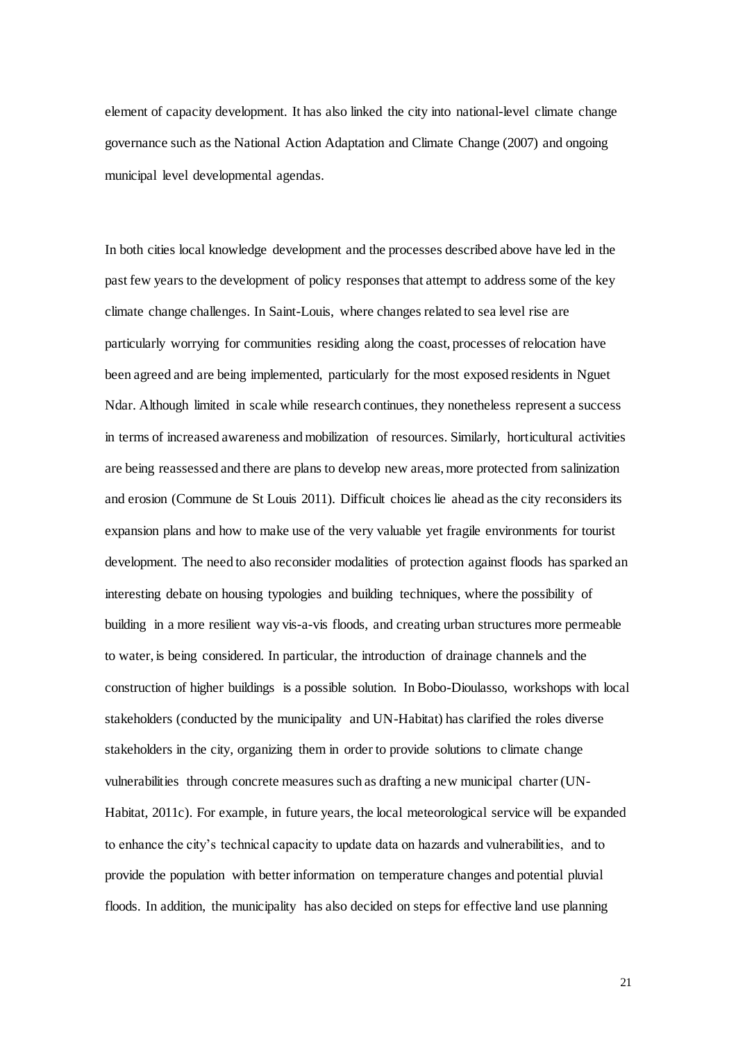element of capacity development. It has also linked the city into national-level climate change governance such as the National Action Adaptation and Climate Change (2007) and ongoing municipal level developmental agendas.

In both cities local knowledge development and the processes described above have led in the past few years to the development of policy responses that attempt to address some of the key climate change challenges. In Saint-Louis, where changes related to sea level rise are particularly worrying for communities residing along the coast, processes of relocation have been agreed and are being implemented, particularly for the most exposed residents in Nguet Ndar. Although limited in scale while research continues, they nonetheless represent a success in terms of increased awareness and mobilization of resources. Similarly, horticultural activities are being reassessed and there are plans to develop new areas, more protected from salinization and erosion (Commune de St Louis 2011). Difficult choices lie ahead as the city reconsiders its expansion plans and how to make use of the very valuable yet fragile environments for tourist development. The need to also reconsider modalities of protection against floods has sparked an interesting debate on housing typologies and building techniques, where the possibility of building in a more resilient way vis-a-vis floods, and creating urban structures more permeable to water, is being considered. In particular, the introduction of drainage channels and the construction of higher buildings is a possible solution. In Bobo-Dioulasso, workshops with local stakeholders (conducted by the municipality and UN-Habitat) has clarified the roles diverse stakeholders in the city, organizing them in order to provide solutions to climate change vulnerabilities through concrete measures such as drafting a new municipal charter (UN-Habitat, 2011c). For example, in future years, the local meteorological service will be expanded to enhance the city's technical capacity to update data on hazards and vulnerabilities, and to provide the population with better information on temperature changes and potential pluvial floods. In addition, the municipality has also decided on steps for effective land use planning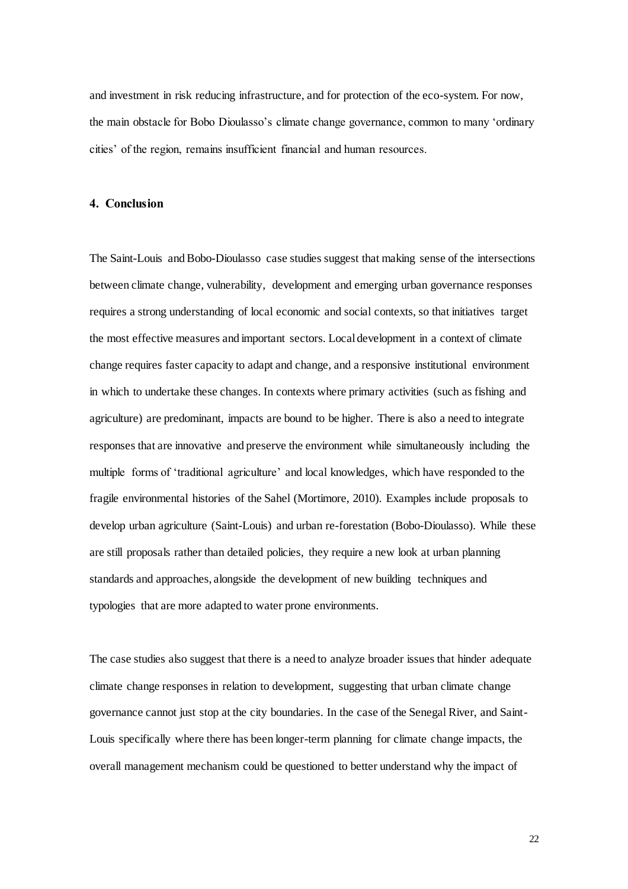and investment in risk reducing infrastructure, and for protection of the eco-system. For now, the main obstacle for Bobo Dioulasso's climate change governance, common to many 'ordinary cities' of the region, remains insufficient financial and human resources.

## 4. Conclusion

The Saint-Louis and Bobo-Dioulasso case studies suggest that making sense of the intersections between climate change, vulnerability, development and emerging urban governance responses requires a strong understanding of local economic and social contexts, so that initiatives target the most effective measures and important sectors. Local development in a context of climate change requires faster capacity to adapt and change, and a responsive institutional environment in which to undertake these changes. In contexts where primary activities (such as fishing and agriculture) are predominant, impacts are bound to be higher. There is also a need to integrate responses that are innovative and preserve the environment while simultaneously including the multiple forms of 'traditional agriculture' and local knowledges, which have responded to the fragile environmental histories of the Sahel (Mortimore, 2010). Examples include proposals to develop urban agriculture (Saint-Louis) and urban re-forestation (Bobo-Dioulasso). While these are still proposals rather than detailed policies, they require a new look at urban planning standards and approaches, alongside the development of new building techniques and typologies that are more adapted to water prone environments.

The case studies also suggest that there is a need to analyze broader issues that hinder adequate climate change responses in relation to development, suggesting that urban climate change governance cannot just stop at the city boundaries. In the case of the Senegal River, and Saint-Louis specifically where there has been longer-term planning for climate change impacts, the overall management mechanism could be questioned to better understand why the impact of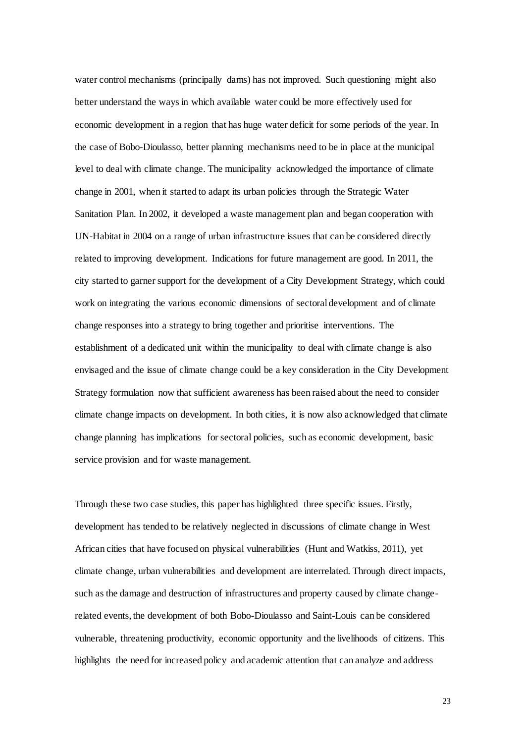water control mechanisms (principally dams) has not improved. Such questioning might also better understand the ways in which available water could be more effectively used for economic development in a region that has huge water deficit for some periods of the year. In the case of Bobo-Dioulasso, better planning mechanisms need to be in place at the municipal level to deal with climate change. The municipality acknowledged the importance of climate change in 2001, when it started to adapt its urban policies through the Strategic Water Sanitation Plan. In 2002, it developed a waste management plan and began cooperation with UN-Habitat in 2004 on a range of urban infrastructure issues that can be considered directly related to improving development. Indications for future management are good. In 2011, the city started to garner support for the development of a City Development Strategy, which could work on integrating the various economic dimensions of sectoral development and of climate change responses into a strategy to bring together and prioritise interventions. The establishment of a dedicated unit within the municipality to deal with climate change is also envisaged and the issue of climate change could be a key consideration in the City Development Strategy formulation now that sufficient awareness has been raised about the need to consider climate change impacts on development. In both cities, it is now also acknowledged that climate change planning has implications for sectoral policies, such as economic development, basic service provision and for waste management.

Through these two case studies, this paper has highlighted three specific issues. Firstly, development has tended to be relatively neglected in discussions of climate change in West African cities that have focused on physical vulnerabilities (Hunt and Watkiss, 2011), yet climate change, urban vulnerabilities and development are interrelated. Through direct impacts, such as the damage and destruction of infrastructures and property caused by climate change-related events, the development of both Bobo-Dioulasso and Saint-Louis can be considered vulnerable, threatening productivity, economic opportunity and the livelihoods of citizens. This highlights the need for increased policy and academic attention that can analyze and address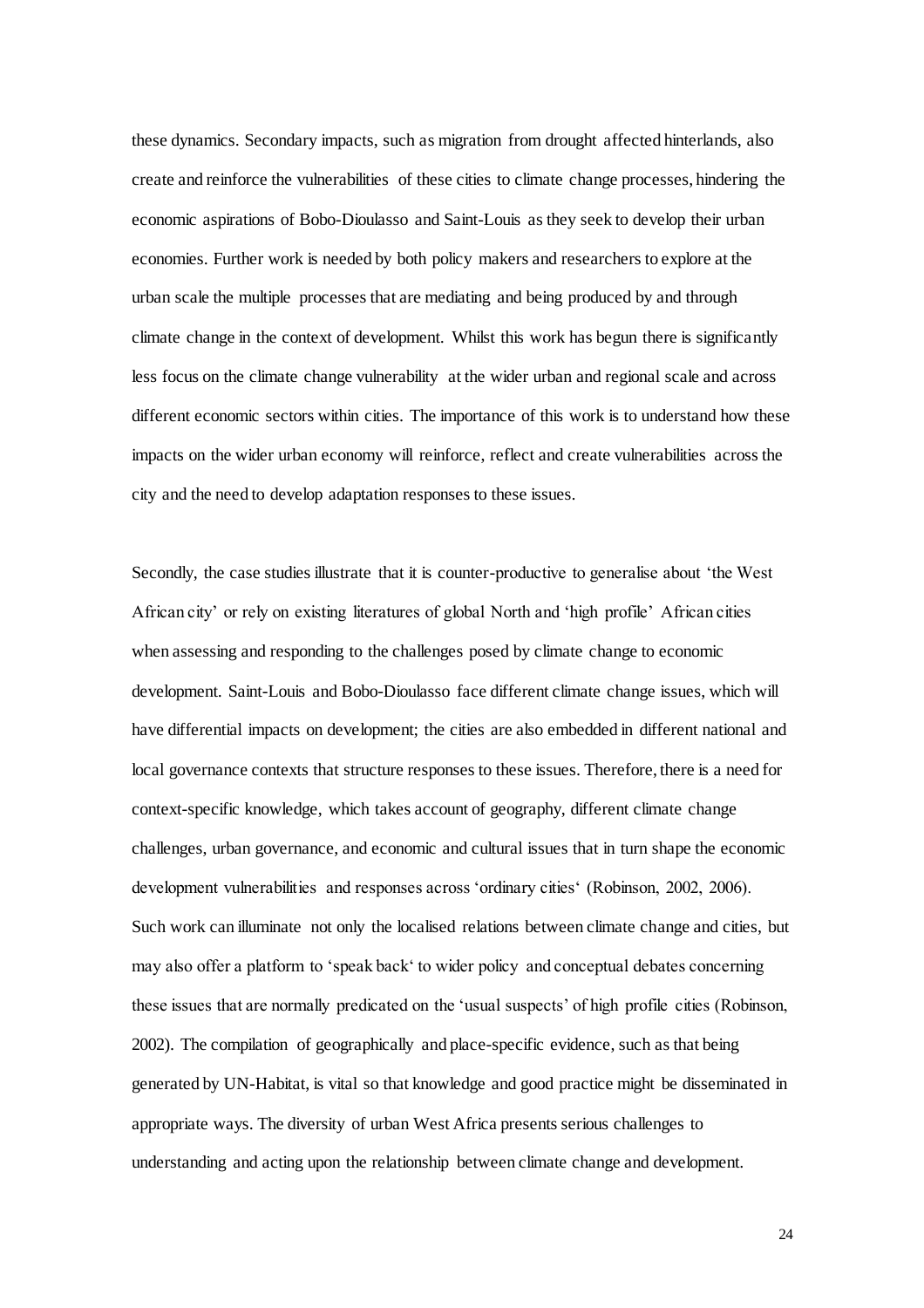these dynamics. Secondary impacts, such as migration from drought affected hinterlands, also create and reinforce the vulnerabilities of these cities to climate change processes, hindering the economic aspirations of Bobo-Dioulasso and Saint-Louis as they seek to develop their urban economies. Further work is needed by both policy makers and researchers to explore at the urban scale the multiple processes that are mediating and being produced by and through climate change in the context of development. Whilst this work has begun there is significantly less focus on the climate change vulnerability at the wider urban and regional scale and across different economic sectors within cities. The importance of this work is to understand how these impacts on the wider urban economy will reinforce, reflect and create vulnerabilities across the city and the need to develop adaptation responses to these issues.

Secondly, the case studies illustrate that it is counter-productive to generalise about 'the West African city' or rely on existing literatures of global North and 'high profile' African cities when assessing and responding to the challenges posed by climate change to economic development. Saint-Louis and Bobo-Dioulasso face different climate change issues, which will have differential impacts on development; the cities are also embedded in different national and local governance contexts that structure responses to these issues. Therefore, there is a need for context-specific knowledge, which takes account of geography, different climate change challenges, urban governance, and economic and cultural issues that in turn shape the economic development vulnerabilities and responses across 'ordinary cities' (Robinson, 2002, 2006). Such work can illuminate not only the localised relations between climate change and cities, but may also offer a platform to 'speak back' to wider policy and conceptual debates concerning these issues that are normally predicated on the 'usual suspects' of high profile cities (Robinson, 2002). The compilation of geographically and place-specific evidence, such as that being generated by UN-Habitat, is vital so that knowledge and good practice might be disseminated in appropriate ways. The diversity of urban West Africa presents serious challenges to understanding and acting upon the relationship between climate change and development.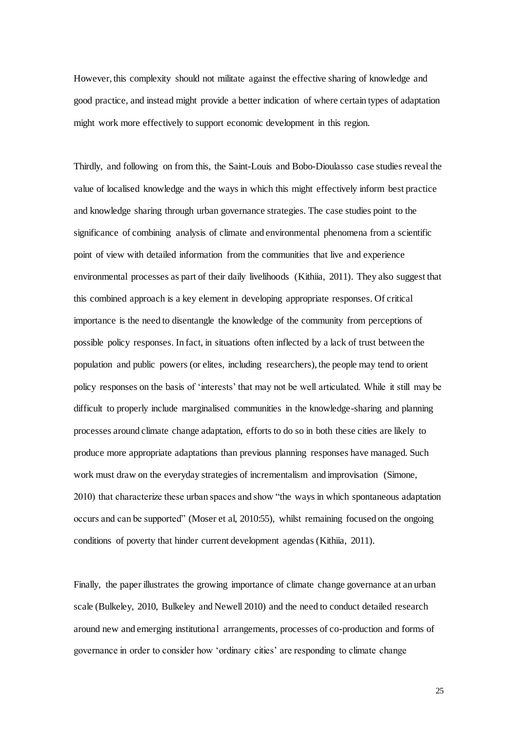However, this complexity should not militate against the effective sharing of knowledge and good practice, and instead might provide a better indication of where certain types of adaptation might work more effectively to support economic development in this region.

Thirdly, and following on from this, the Saint-Louis and Bobo-Dioulasso case studies reveal the value of localised knowledge and the ways in which this might effectively inform best practice and knowledge sharing through urban governance strategies. The case studies point to the significance of combining analysis of climate and environmental phenomena from a scientific point of view with detailed information from the communities that live and experience environmental processes as part of their daily livelihoods (Kithiia, 2011). They also suggest that this combined approach is a key element in developing appropriate responses. Of critical importance is the need to disentangle the knowledge of the community from perceptions of possible policy responses. In fact, in situations often inflected by a lack of trust between the population and public powers (or elites, including researchers), the people may tend to orient policy responses on the basis of 'interests' that may not be well articulated. While it still may be difficult to properly include marginalised communities in the knowledge-sharing and planning processes around climate change adaptation, efforts to do so in both these cities are likely to produce more appropriate adaptations than previous planning responses have managed. Such work must draw on the everyday strategies of incrementalism and improvisation (Simone, 2010) that characterize these urban spaces and show "the ways in which spontaneous adaptation occurs and can be supported" (Moser et al, 2010:55), whilst remaining focused on the ongoing conditions of poverty that hinder current development agendas (Kithiia, 2011).

Finally, the paper illustrates the growing importance of climate change governance at an urban scale (Bulkeley, 2010, Bulkeley and Newell 2010) and the need to conduct detailed research around new and emerging institutional arrangements, processes of co-production and forms of governance in order to consider how 'ordinary cities' are responding to climate change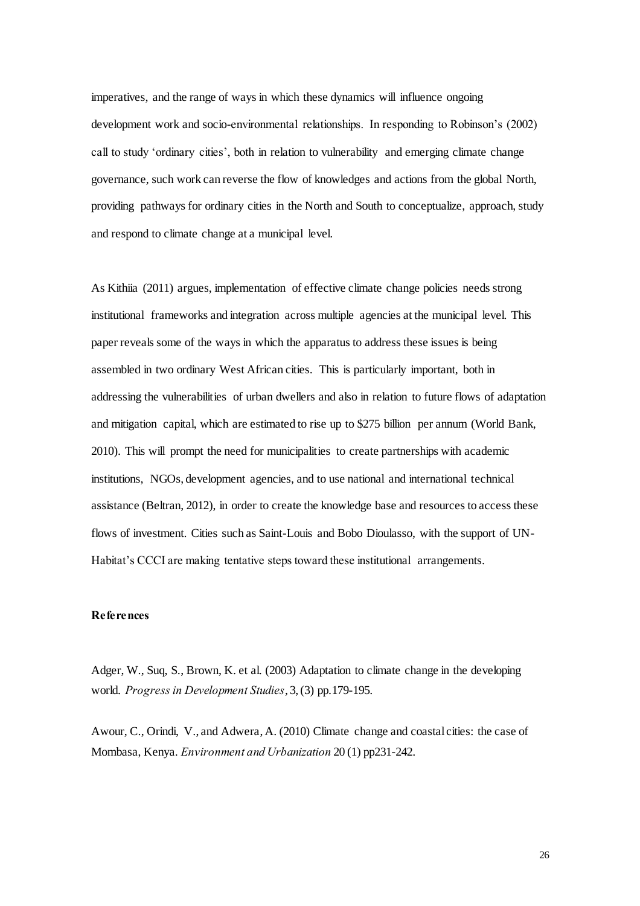imperatives, and the range of ways in which these dynamics will influence ongoing development work and socio-environmental relationships. In responding to Robinson's (2002) call to study 'ordinary cities', both in relation to vulnerability and emerging climate change governance, such work can reverse the flow of knowledges and actions from the global North, providing pathways for ordinary cities in the North and South to conceptualize, approach, study and respond to climate change at a municipal level.

As Kithiia (2011) argues, implementation of effective climate change policies needs strong institutional frameworks and integration across multiple agencies at the municipal level. This paper reveals some of the ways in which the apparatus to address these issues is being assembled in two ordinary West African cities. This is particularly important, both in addressing the vulnerabilities of urban dwellers and also in relation to future flows of adaptation and mitigation capital, which are estimated to rise up to \$275 billion per annum (World Bank, 2010). This will prompt the need for municipalities to create partnerships with academic institutions, NGOs, development agencies, and to use national and international technical assistance (Beltran, 2012), in order to create the knowledge base and resources to access these flows of investment. Cities such as Saint-Louis and Bobo Dioulasso, with the support of UN-Habitat's CCCI are making tentative steps toward these institutional arrangements.

## References

Adger, W., Suq, S., Brown, K. et al. (2003) Adaptation to climate change in the developing world. *Progress in Development Studies*, 3, (3) pp.179-195.

Awour, C., Orindi, V., and Adwera, A. (2010) Climate change and coastal cities: the case of Mombasa, Kenya. *Environment and Urbanization* 20 (1) pp231-242.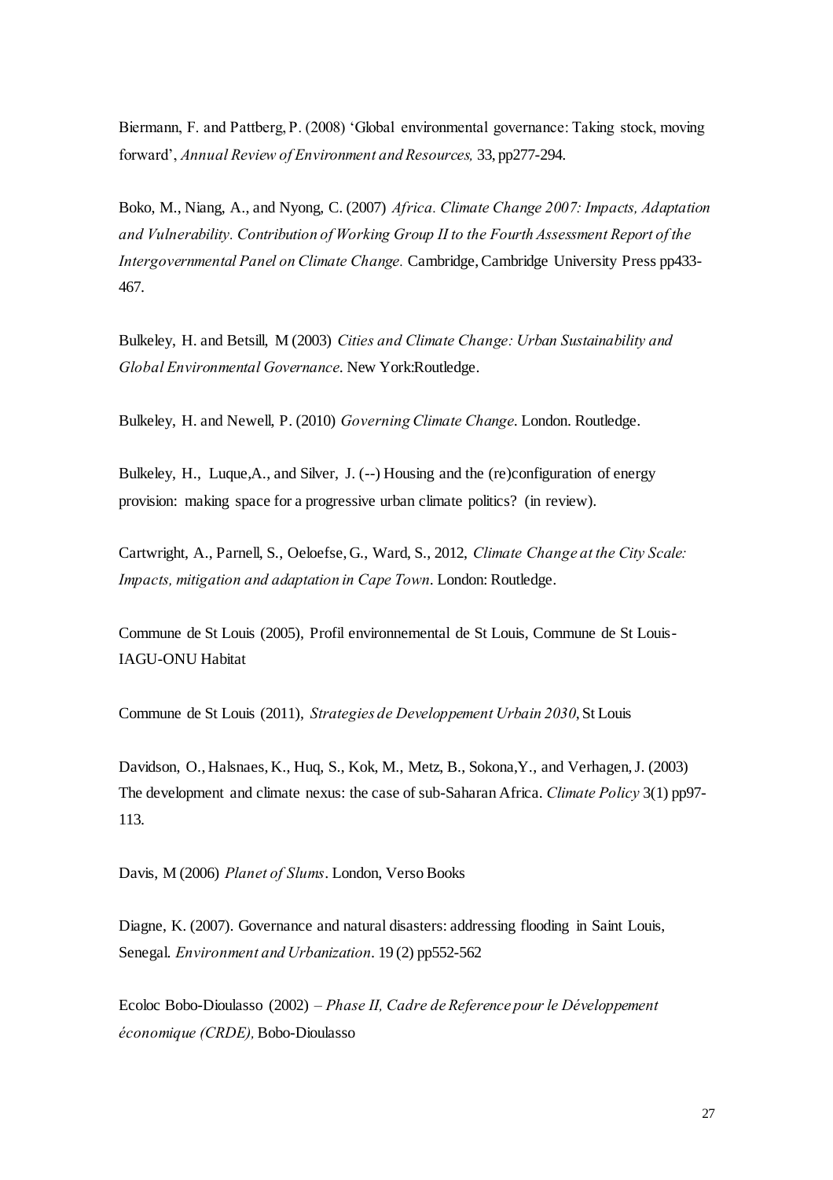Biermann, F. and Pattberg, P. (2008) 'Global environmental governance: Taking stock, moving forward', *Annual Review of Environment and Resources,* 33, pp277-294.

Boko, M., Niang, A., and Nyong, C. (2007) *Africa. Climate Change 2007: Impacts, Adaptation and Vulnerability. Contribution of Working Group II to the Fourth Assessment Report of the Intergovernmental Panel on Climate Change.* Cambridge, Cambridge University Press pp433-467.

Bulkeley, H. and Betsill, M (2003) *Cities and Climate Change: Urban Sustainability and Global Environmental Governance*. New York:Routledge.

Bulkeley, H. and Newell, P. (2010) *Governing Climate Change*. London. Routledge.

Bulkeley, H., Luque,A., and Silver, J. (--) Housing and the (re)configuration of energy provision: making space for a progressive urban climate politics? (in review).

Cartwright, A., Parnell, S., Oeloefse, G., Ward, S., 2012, *Climate Change at the City Scale: Impacts, mitigation and adaptation in Cape Town*. London: Routledge.

Commune de St Louis (2005), Profil environnemental de St Louis, Commune de St Louis-IAGU-ONU Habitat

Commune de St Louis (2011), *Strategies de Developpement Urbain 2030*, St Louis

Davidson, O., Halsnaes, K., Huq, S., Kok, M., Metz, B., Sokona,Y., and Verhagen, J. (2003) The development and climate nexus: the case of sub-Saharan Africa. *Climate Policy* 3(1) pp97-113.

Davis, M (2006) *Planet of Slums*. London, Verso Books

Diagne, K. (2007). Governance and natural disasters: addressing flooding in Saint Louis, Senegal. *Environment and Urbanization*. 19 (2) pp552-562

Ecoloc Bobo-Dioulasso (2002) – *Phase II, Cadre de Reference pour le Développement économique (CRDE),* Bobo-Dioulasso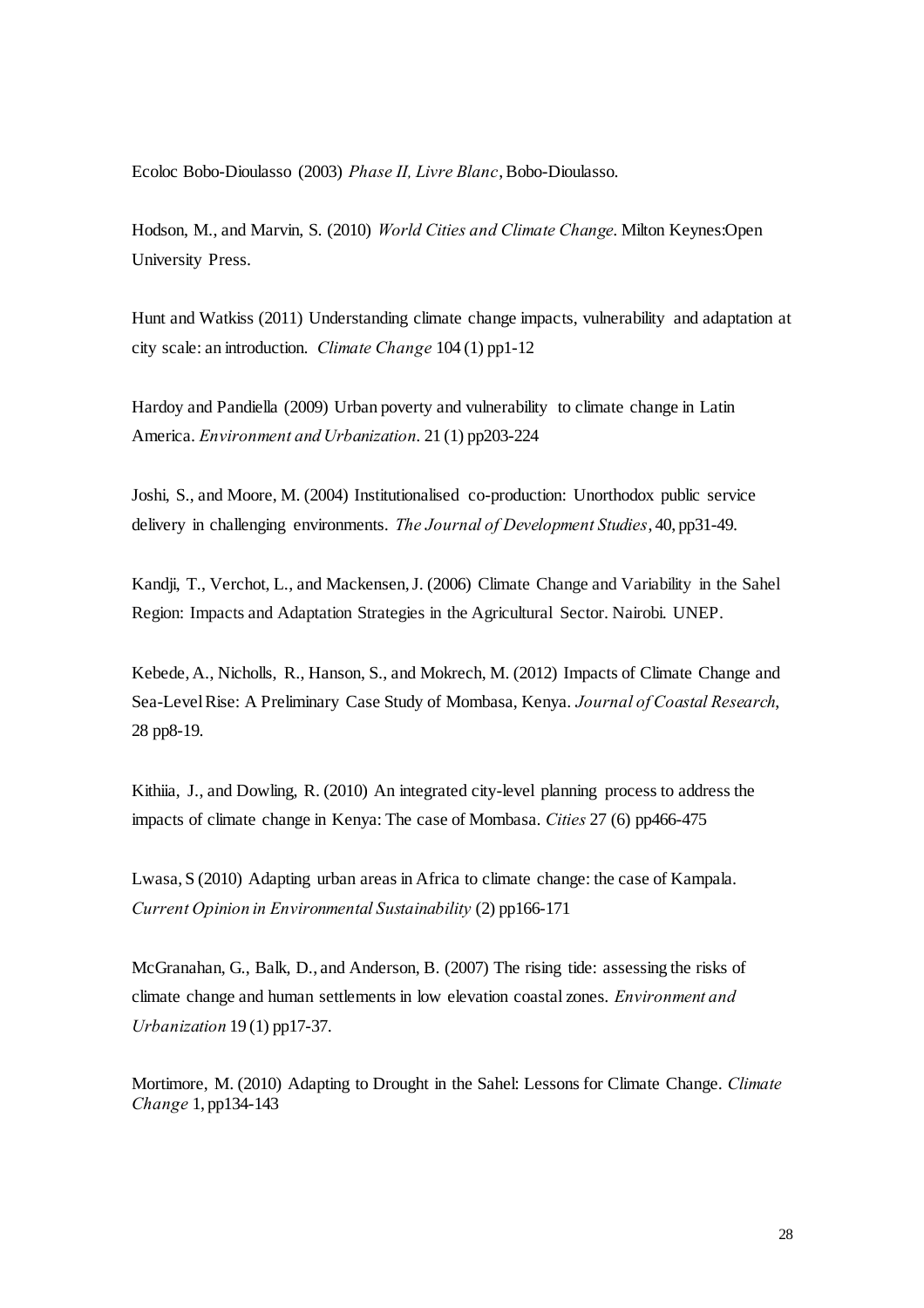Ecoloc Bobo-Dioulasso (2003) *Phase II, Livre Blanc*, Bobo-Dioulasso.

Hodson, M., and Marvin, S. (2010) *World Cities and Climate Change*. Milton Keynes:Open University Press.

Hunt and Watkiss (2011) Understanding climate change impacts, vulnerability and adaptation at city scale: an introduction. *Climate Change* 104 (1) pp1-12

Hardoy and Pandiella (2009) Urban poverty and vulnerability to climate change in Latin America. *Environment and Urbanization*. 21 (1) pp203-224

Joshi, S., and Moore, M. (2004) Institutionalised co-production: Unorthodox public service delivery in challenging environments. *The Journal of Development Studies*, 40, pp31-49.

Kandji, T., Verchot, L., and Mackensen, J. (2006) Climate Change and Variability in the Sahel Region: Impacts and Adaptation Strategies in the Agricultural Sector. Nairobi. UNEP.

Kebede, A., Nicholls, R., Hanson, S., and Mokrech, M. (2012) Impacts of Climate Change and Sea-Level Rise: A Preliminary Case Study of Mombasa, Kenya. *Journal of Coastal Research*, 28 pp8-19.

Kithiia, J., and Dowling, R. (2010) An integrated city-level planning process to address the impacts of climate change in Kenya: The case of Mombasa. *Cities* 27 (6) pp466-475

Lwasa, S (2010) Adapting urban areas in Africa to climate change: the case of Kampala. *Current Opinion in Environmental Sustainability* (2) pp166-171

McGranahan, G., Balk, D., and Anderson, B. (2007) The rising tide: assessing the risks of climate change and human settlements in low elevation coastal zones. *Environment and Urbanization* 19 (1) pp17-37.

Mortimore, M. (2010) Adapting to Drought in the Sahel: Lessons for Climate Change. *Climate Change* 1, pp134-143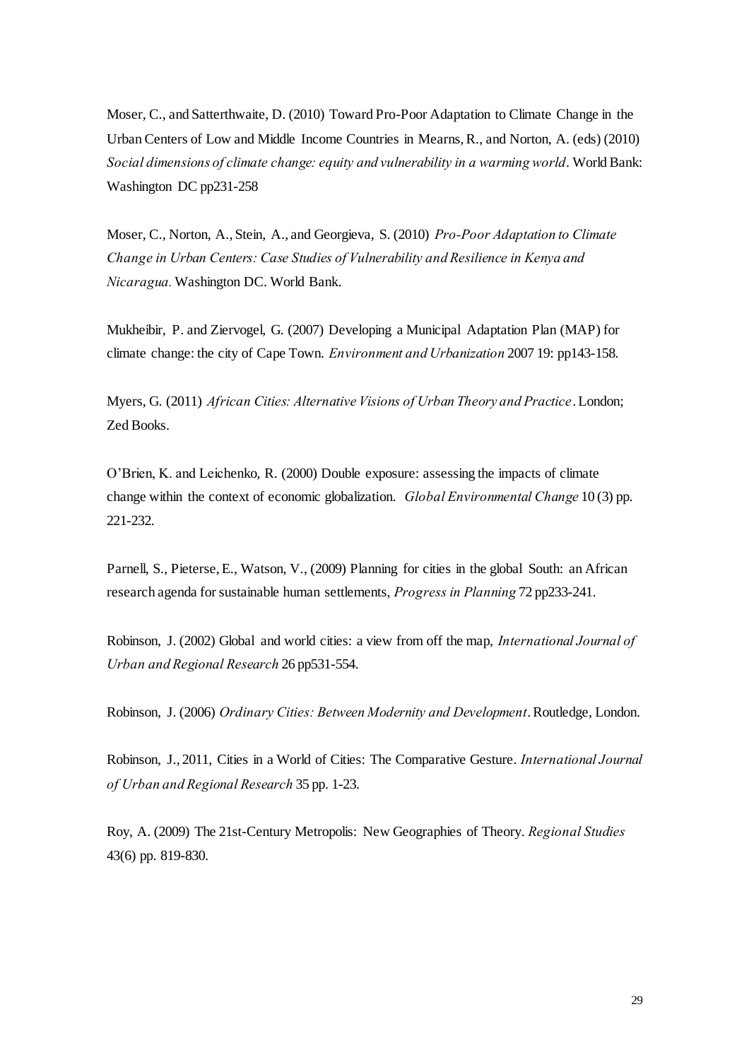Moser, C., and Satterthwaite, D. (2010) Toward Pro-Poor Adaptation to Climate Change in the Urban Centers of Low and Middle Income Countries in Mearns, R., and Norton, A. (eds) (2010) *Social dimensions of climate change: equity and vulnerability in a warming world*. World Bank: Washington DC pp231-258

Moser, C., Norton, A., Stein, A., and Georgieva, S. (2010) *Pro-Poor Adaptation to Climate Change in Urban Centers: Case Studies of Vulnerability and Resilience in Kenya and Nicaragua.* Washington DC. World Bank.

Mukheibir, P. and Ziervogel, G. (2007) Developing a Municipal Adaptation Plan (MAP) for climate change: the city of Cape Town. *Environment and Urbanization* 2007 19: pp143-158.

Myers, G. (2011) *African Cities: Alternative Visions of Urban Theory and Practice*. London; Zed Books.

O'Brien, K. and Leichenko, R. (2000) Double exposure: assessing the impacts of climate change within the context of economic globalization. *Global Environmental Change* 10 (3) pp. 221-232.

Parnell, S., Pieterse, E., Watson, V., (2009) Planning for cities in the global South: an African research agenda for sustainable human settlements, *Progress in Planning* 72 pp233-241.

Robinson, J. (2002) Global and world cities: a view from off the map, *International Journal of Urban and Regional Research* 26 pp531-554.

Robinson, J. (2006) *Ordinary Cities: Between Modernity and Development*. Routledge, London.

Robinson, J., 2011, Cities in a World of Cities: The Comparative Gesture. *International Journal of Urban and Regional Research* 35 pp. 1-23.

Roy, A. (2009) The 21st-Century Metropolis: New Geographies of Theory. *Regional Studies* 43(6) pp. 819-830.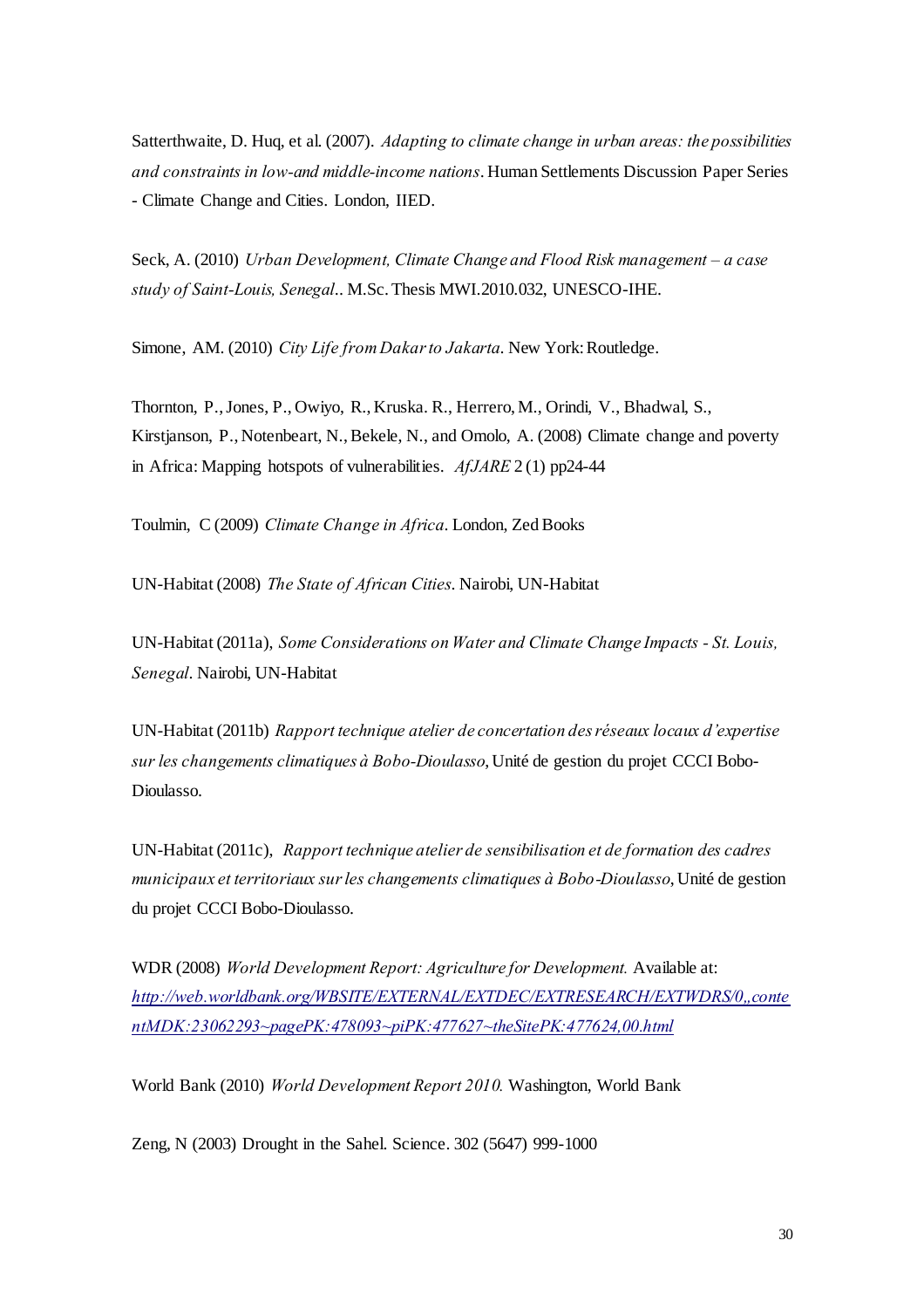Satterthwaite, D. Huq, et al. (2007). *Adapting to climate change in urban areas: the possibilities and constraints in low-and middle-income nations*. Human Settlements Discussion Paper Series - Climate Change and Cities. London, IIED.

Seck, A. (2010) *Urban Development, Climate Change and Flood Risk management – a case study of Saint-Louis, Senegal*.. M.Sc. Thesis MWI.2010.032, UNESCO-IHE.

Simone, AM. (2010) *City Life from Dakar to Jakarta*. New York: Routledge.

Thornton, P., Jones, P., Owiyo, R., Kruska. R., Herrero, M., Orindi, V., Bhadwal, S., Kirstjanson, P., Notenbeart, N., Bekele, N., and Omolo, A. (2008) Climate change and poverty in Africa: Mapping hotspots of vulnerabilities. *AfJARE* 2 (1) pp24-44

Toulmin, C (2009) *Climate Change in Africa*. London, Zed Books

UN-Habitat (2008) *The State of African Cities*. Nairobi, UN-Habitat

UN-Habitat (2011a), *Some Considerations on Water and Climate Change Impacts - St. Louis, Senegal*. Nairobi, UN-Habitat

UN-Habitat (2011b) *Rapport technique atelier de concertation des réseaux locaux d'expertise sur les changements climatiques à Bobo-Dioulasso*, Unité de gestion du projet CCCI Bobo-Dioulasso.

UN-Habitat (2011c), *Rapport technique atelier de sensibilisation et de formation des cadres municipaux et territoriaux sur les changements climatiques à Bobo-Dioulasso*, Unité de gestion du projet CCCI Bobo-Dioulasso.

WDR (2008) *World Development Report: Agriculture for Development.* Available at: *http://web.worldbank.org/WBSITE/EXTERNAL/EXTDEC/EXTRESEARCH/EXTWDRS/0,,contentMDK:23062293~pagePK:478093~piPK:477627~theSitePK:477624,00.html*

World Bank (2010) *World Development Report 2010.* Washington, World Bank

Zeng, N (2003) Drought in the Sahel. Science. 302 (5647) 999-1000